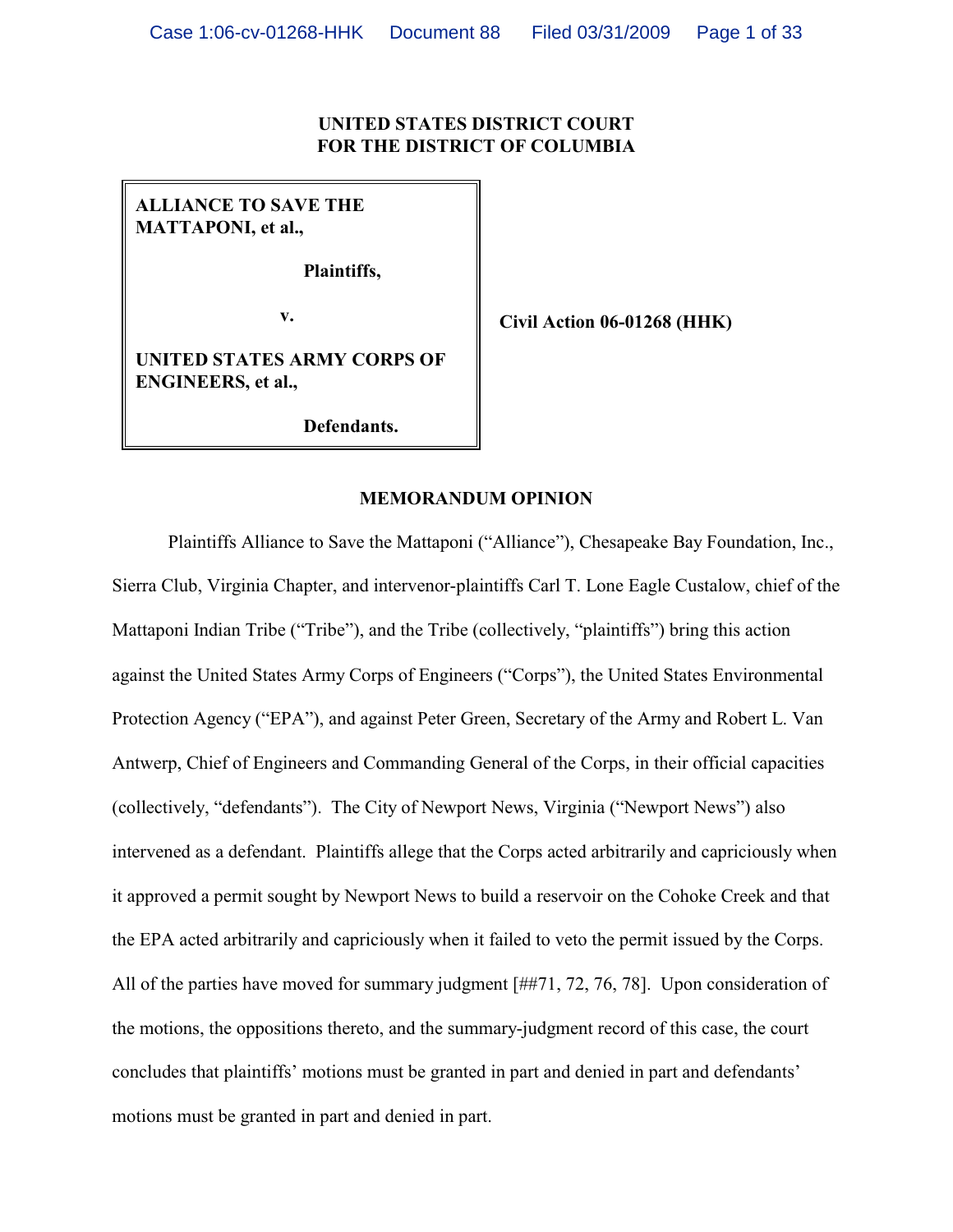**UNITED STATES DISTRICT COURT**
**FOR THE DISTRICT OF COLUMBIA**

| | |
|---|---|
| **ALLIANCE TO SAVE THE MATTAPONI, et al.,**<br><br>**Plaintiffs,**<br><br>**v.**<br><br>**UNITED STATES ARMY CORPS OF ENGINEERS, et al.,**<br><br>**Defendants.** | **Civil Action 06-01268 (HHK)** |

## MEMORANDUM OPINION

Plaintiffs Alliance to Save the Mattaponi ("Alliance"), Chesapeake Bay Foundation, Inc., Sierra Club, Virginia Chapter, and intervenor-plaintiffs Carl T. Lone Eagle Custalow, chief of the Mattaponi Indian Tribe ("Tribe"), and the Tribe (collectively, "plaintiffs") bring this action against the United States Army Corps of Engineers ("Corps"), the United States Environmental Protection Agency ("EPA"), and against Peter Green, Secretary of the Army and Robert L. Van Antwerp, Chief of Engineers and Commanding General of the Corps, in their official capacities (collectively, "defendants"). The City of Newport News, Virginia ("Newport News") also intervened as a defendant. Plaintiffs allege that the Corps acted arbitrarily and capriciously when it approved a permit sought by Newport News to build a reservoir on the Cohoke Creek and that the EPA acted arbitrarily and capriciously when it failed to veto the permit issued by the Corps. All of the parties have moved for summary judgment [##71, 72, 76, 78]. Upon consideration of the motions, the oppositions thereto, and the summary-judgment record of this case, the court concludes that plaintiffs' motions must be granted in part and denied in part and defendants' motions must be granted in part and denied in part.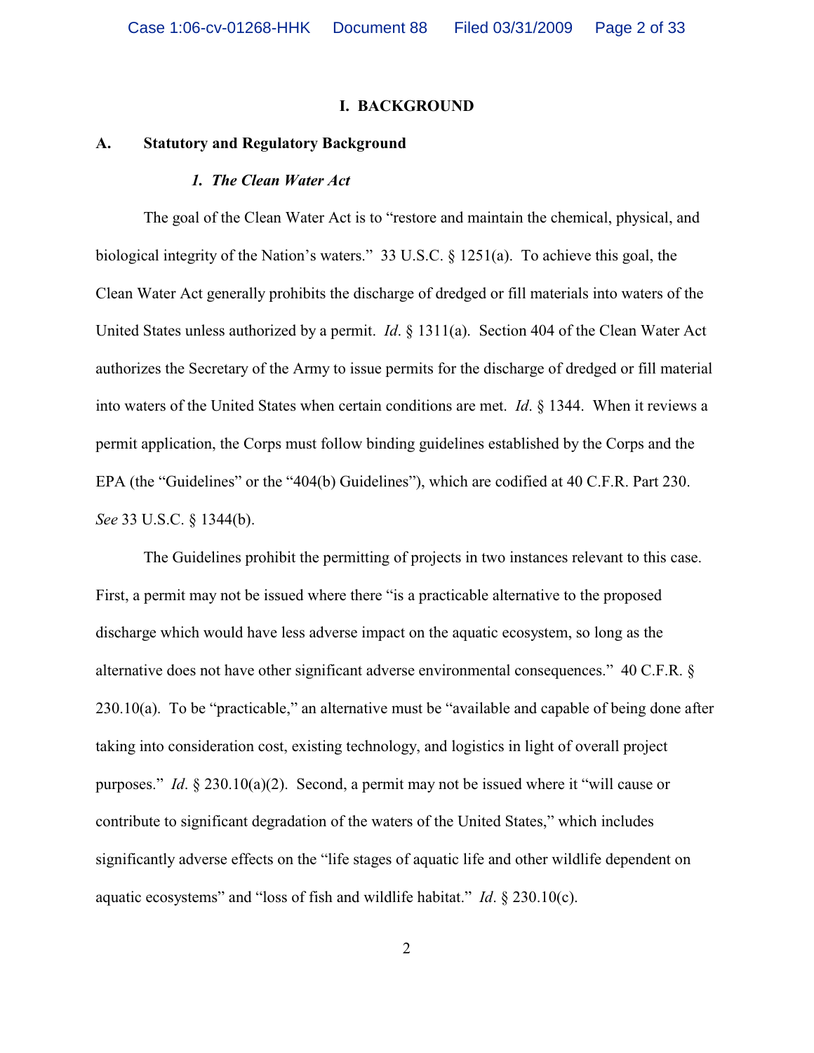# I. BACKGROUND

## A. Statutory and Regulatory Background

### *1. The Clean Water Act*

The goal of the Clean Water Act is to "restore and maintain the chemical, physical, and biological integrity of the Nation's waters." 33 U.S.C. § 1251(a). To achieve this goal, the Clean Water Act generally prohibits the discharge of dredged or fill materials into waters of the United States unless authorized by a permit. *Id*. § 1311(a). Section 404 of the Clean Water Act authorizes the Secretary of the Army to issue permits for the discharge of dredged or fill material into waters of the United States when certain conditions are met. *Id*. § 1344. When it reviews a permit application, the Corps must follow binding guidelines established by the Corps and the EPA (the "Guidelines" or the "404(b) Guidelines"), which are codified at 40 C.F.R. Part 230. *See* 33 U.S.C. § 1344(b).

The Guidelines prohibit the permitting of projects in two instances relevant to this case. First, a permit may not be issued where there "is a practicable alternative to the proposed discharge which would have less adverse impact on the aquatic ecosystem, so long as the alternative does not have other significant adverse environmental consequences." 40 C.F.R. § 230.10(a). To be "practicable," an alternative must be "available and capable of being done after taking into consideration cost, existing technology, and logistics in light of overall project purposes." *Id*. § 230.10(a)(2). Second, a permit may not be issued where it "will cause or contribute to significant degradation of the waters of the United States," which includes significantly adverse effects on the "life stages of aquatic life and other wildlife dependent on aquatic ecosystems" and "loss of fish and wildlife habitat." *Id*. § 230.10(c).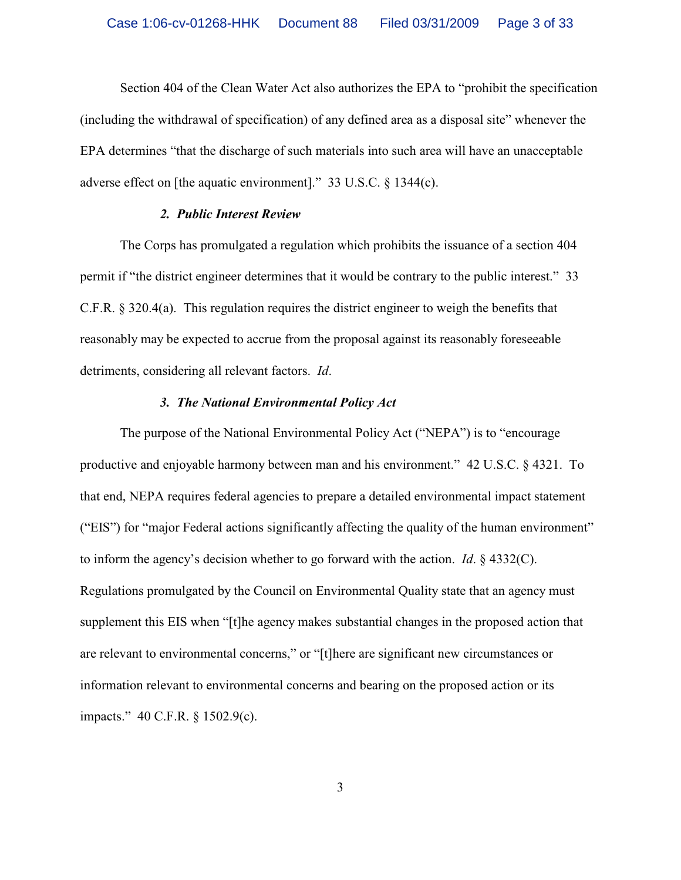Section 404 of the Clean Water Act also authorizes the EPA to "prohibit the specification (including the withdrawal of specification) of any defined area as a disposal site" whenever the EPA determines "that the discharge of such materials into such area will have an unacceptable adverse effect on [the aquatic environment]." 33 U.S.C. § 1344(c).

### *2. Public Interest Review*

The Corps has promulgated a regulation which prohibits the issuance of a section 404 permit if "the district engineer determines that it would be contrary to the public interest." 33 C.F.R. § 320.4(a). This regulation requires the district engineer to weigh the benefits that reasonably may be expected to accrue from the proposal against its reasonably foreseeable detriments, considering all relevant factors. *Id*.

### *3. The National Environmental Policy Act*

The purpose of the National Environmental Policy Act ("NEPA") is to "encourage productive and enjoyable harmony between man and his environment." 42 U.S.C. § 4321. To that end, NEPA requires federal agencies to prepare a detailed environmental impact statement ("EIS") for "major Federal actions significantly affecting the quality of the human environment" to inform the agency's decision whether to go forward with the action. *Id*. § 4332(C). Regulations promulgated by the Council on Environmental Quality state that an agency must supplement this EIS when "[t]he agency makes substantial changes in the proposed action that are relevant to environmental concerns," or "[t]here are significant new circumstances or information relevant to environmental concerns and bearing on the proposed action or its impacts." 40 C.F.R. § 1502.9(c).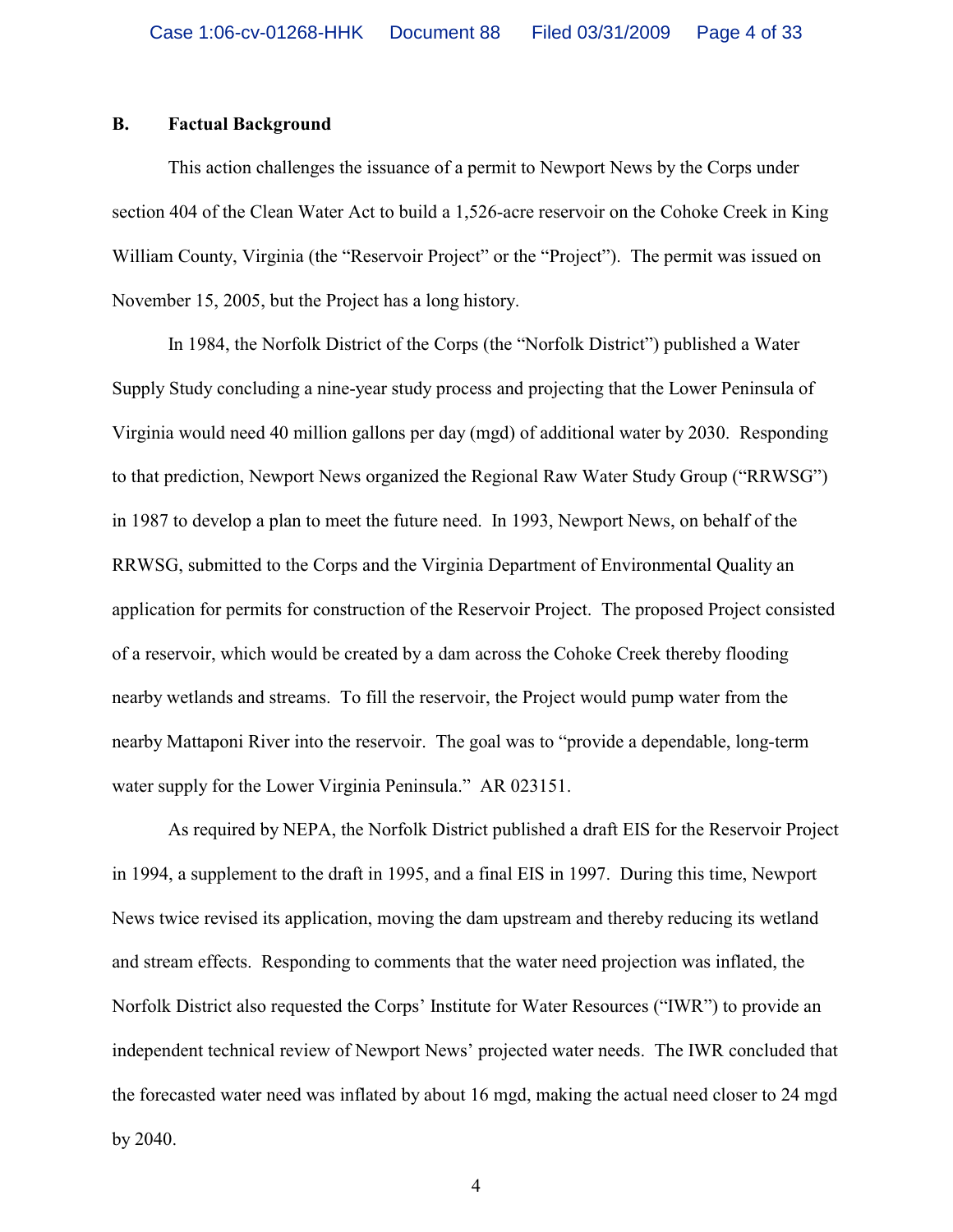### B. Factual Background

This action challenges the issuance of a permit to Newport News by the Corps under section 404 of the Clean Water Act to build a 1,526-acre reservoir on the Cohoke Creek in King William County, Virginia (the "Reservoir Project" or the "Project"). The permit was issued on November 15, 2005, but the Project has a long history.

In 1984, the Norfolk District of the Corps (the "Norfolk District") published a Water Supply Study concluding a nine-year study process and projecting that the Lower Peninsula of Virginia would need 40 million gallons per day (mgd) of additional water by 2030. Responding to that prediction, Newport News organized the Regional Raw Water Study Group ("RRWSG") in 1987 to develop a plan to meet the future need. In 1993, Newport News, on behalf of the RRWSG, submitted to the Corps and the Virginia Department of Environmental Quality an application for permits for construction of the Reservoir Project. The proposed Project consisted of a reservoir, which would be created by a dam across the Cohoke Creek thereby flooding nearby wetlands and streams. To fill the reservoir, the Project would pump water from the nearby Mattaponi River into the reservoir. The goal was to "provide a dependable, long-term water supply for the Lower Virginia Peninsula." AR 023151.

As required by NEPA, the Norfolk District published a draft EIS for the Reservoir Project in 1994, a supplement to the draft in 1995, and a final EIS in 1997. During this time, Newport News twice revised its application, moving the dam upstream and thereby reducing its wetland and stream effects. Responding to comments that the water need projection was inflated, the Norfolk District also requested the Corps' Institute for Water Resources ("IWR") to provide an independent technical review of Newport News' projected water needs. The IWR concluded that the forecasted water need was inflated by about 16 mgd, making the actual need closer to 24 mgd by 2040.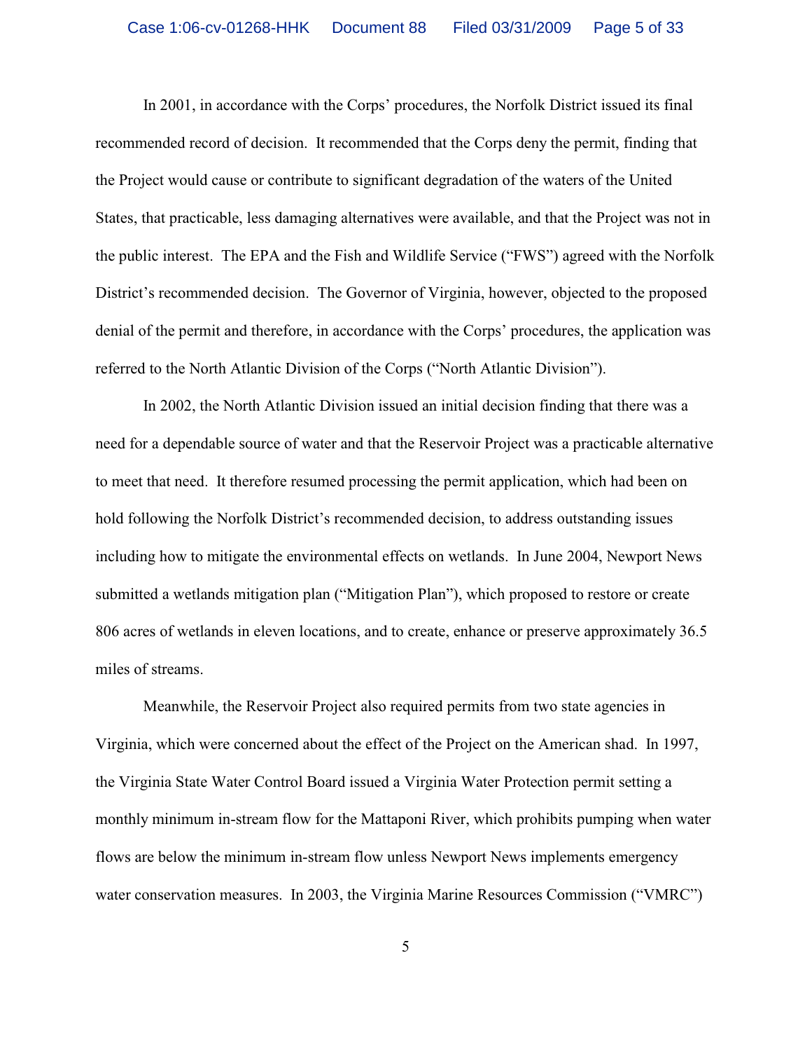In 2001, in accordance with the Corps' procedures, the Norfolk District issued its final recommended record of decision. It recommended that the Corps deny the permit, finding that the Project would cause or contribute to significant degradation of the waters of the United States, that practicable, less damaging alternatives were available, and that the Project was not in the public interest. The EPA and the Fish and Wildlife Service ("FWS") agreed with the Norfolk District's recommended decision. The Governor of Virginia, however, objected to the proposed denial of the permit and therefore, in accordance with the Corps' procedures, the application was referred to the North Atlantic Division of the Corps ("North Atlantic Division").

In 2002, the North Atlantic Division issued an initial decision finding that there was a need for a dependable source of water and that the Reservoir Project was a practicable alternative to meet that need. It therefore resumed processing the permit application, which had been on hold following the Norfolk District's recommended decision, to address outstanding issues including how to mitigate the environmental effects on wetlands. In June 2004, Newport News submitted a wetlands mitigation plan ("Mitigation Plan"), which proposed to restore or create 806 acres of wetlands in eleven locations, and to create, enhance or preserve approximately 36.5 miles of streams.

Meanwhile, the Reservoir Project also required permits from two state agencies in Virginia, which were concerned about the effect of the Project on the American shad. In 1997, the Virginia State Water Control Board issued a Virginia Water Protection permit setting a monthly minimum in-stream flow for the Mattaponi River, which prohibits pumping when water flows are below the minimum in-stream flow unless Newport News implements emergency water conservation measures. In 2003, the Virginia Marine Resources Commission ("VMRC")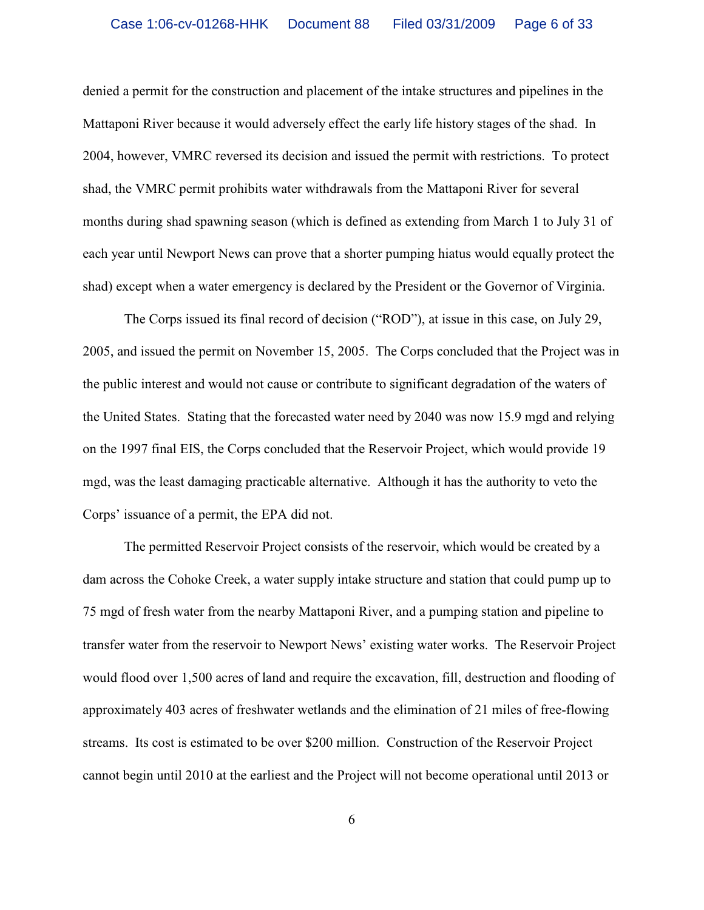denied a permit for the construction and placement of the intake structures and pipelines in the Mattaponi River because it would adversely effect the early life history stages of the shad. In 2004, however, VMRC reversed its decision and issued the permit with restrictions. To protect shad, the VMRC permit prohibits water withdrawals from the Mattaponi River for several months during shad spawning season (which is defined as extending from March 1 to July 31 of each year until Newport News can prove that a shorter pumping hiatus would equally protect the shad) except when a water emergency is declared by the President or the Governor of Virginia.

The Corps issued its final record of decision ("ROD"), at issue in this case, on July 29, 2005, and issued the permit on November 15, 2005. The Corps concluded that the Project was in the public interest and would not cause or contribute to significant degradation of the waters of the United States. Stating that the forecasted water need by 2040 was now 15.9 mgd and relying on the 1997 final EIS, the Corps concluded that the Reservoir Project, which would provide 19 mgd, was the least damaging practicable alternative. Although it has the authority to veto the Corps' issuance of a permit, the EPA did not.

The permitted Reservoir Project consists of the reservoir, which would be created by a dam across the Cohoke Creek, a water supply intake structure and station that could pump up to 75 mgd of fresh water from the nearby Mattaponi River, and a pumping station and pipeline to transfer water from the reservoir to Newport News' existing water works. The Reservoir Project would flood over 1,500 acres of land and require the excavation, fill, destruction and flooding of approximately 403 acres of freshwater wetlands and the elimination of 21 miles of free-flowing streams. Its cost is estimated to be over $200 million. Construction of the Reservoir Project cannot begin until 2010 at the earliest and the Project will not become operational until 2013 or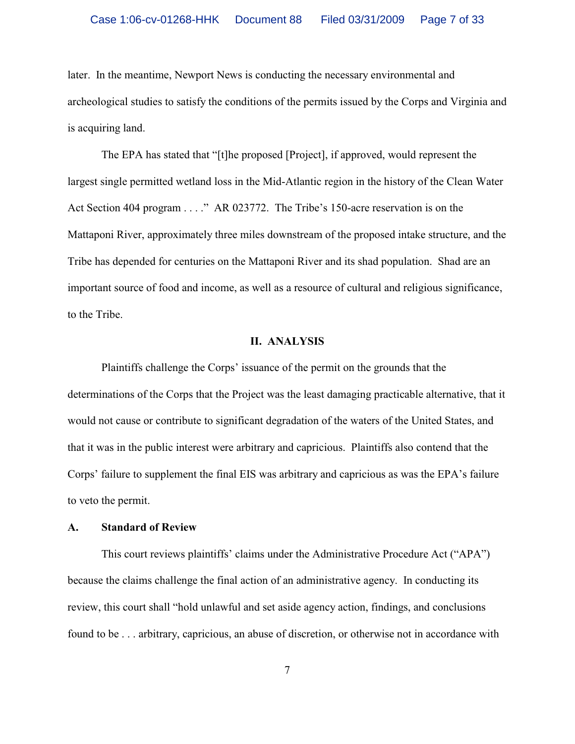later. In the meantime, Newport News is conducting the necessary environmental and archeological studies to satisfy the conditions of the permits issued by the Corps and Virginia and is acquiring land.

The EPA has stated that "[t]he proposed [Project], if approved, would represent the largest single permitted wetland loss in the Mid-Atlantic region in the history of the Clean Water Act Section 404 program . . . ." AR 023772. The Tribe's 150-acre reservation is on the Mattaponi River, approximately three miles downstream of the proposed intake structure, and the Tribe has depended for centuries on the Mattaponi River and its shad population. Shad are an important source of food and income, as well as a resource of cultural and religious significance, to the Tribe.

## II. ANALYSIS

Plaintiffs challenge the Corps' issuance of the permit on the grounds that the determinations of the Corps that the Project was the least damaging practicable alternative, that it would not cause or contribute to significant degradation of the waters of the United States, and that it was in the public interest were arbitrary and capricious. Plaintiffs also contend that the Corps' failure to supplement the final EIS was arbitrary and capricious as was the EPA's failure to veto the permit.

### A. Standard of Review

This court reviews plaintiffs' claims under the Administrative Procedure Act ("APA") because the claims challenge the final action of an administrative agency. In conducting its review, this court shall "hold unlawful and set aside agency action, findings, and conclusions found to be . . . arbitrary, capricious, an abuse of discretion, or otherwise not in accordance with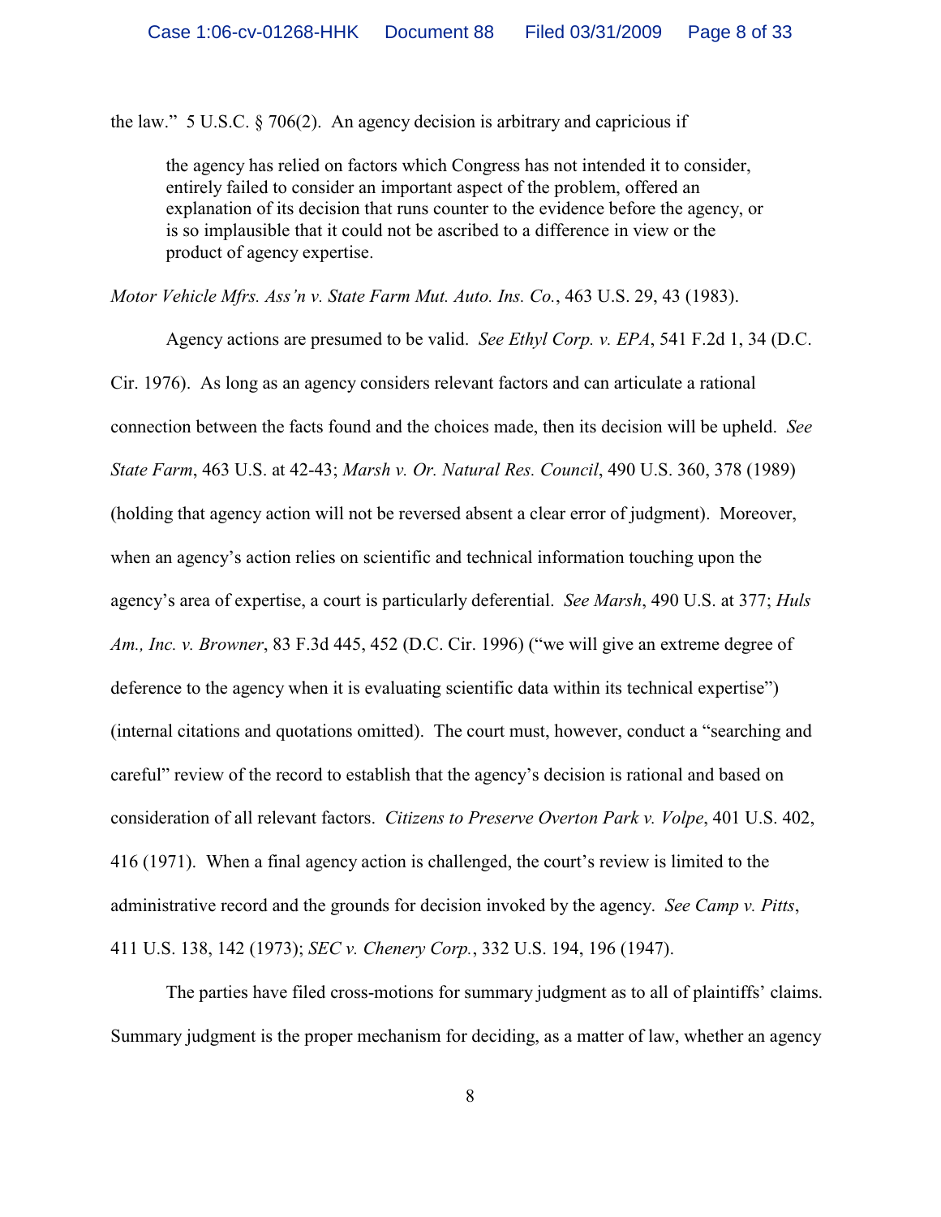the law." 5 U.S.C. § 706(2). An agency decision is arbitrary and capricious if

> the agency has relied on factors which Congress has not intended it to consider, entirely failed to consider an important aspect of the problem, offered an explanation of its decision that runs counter to the evidence before the agency, or is so implausible that it could not be ascribed to a difference in view or the product of agency expertise.

*Motor Vehicle Mfrs. Ass'n v. State Farm Mut. Auto. Ins. Co.*, 463 U.S. 29, 43 (1983).

Agency actions are presumed to be valid. *See Ethyl Corp. v. EPA*, 541 F.2d 1, 34 (D.C. Cir. 1976). As long as an agency considers relevant factors and can articulate a rational connection between the facts found and the choices made, then its decision will be upheld. *See State Farm*, 463 U.S. at 42-43; *Marsh v. Or. Natural Res. Council*, 490 U.S. 360, 378 (1989) (holding that agency action will not be reversed absent a clear error of judgment). Moreover, when an agency's action relies on scientific and technical information touching upon the agency's area of expertise, a court is particularly deferential. *See Marsh*, 490 U.S. at 377; *Huls Am., Inc. v. Browner*, 83 F.3d 445, 452 (D.C. Cir. 1996) ("we will give an extreme degree of deference to the agency when it is evaluating scientific data within its technical expertise") (internal citations and quotations omitted). The court must, however, conduct a "searching and careful" review of the record to establish that the agency's decision is rational and based on consideration of all relevant factors. *Citizens to Preserve Overton Park v. Volpe*, 401 U.S. 402, 416 (1971). When a final agency action is challenged, the court's review is limited to the administrative record and the grounds for decision invoked by the agency. *See Camp v. Pitts*, 411 U.S. 138, 142 (1973); *SEC v. Chenery Corp.*, 332 U.S. 194, 196 (1947).

The parties have filed cross-motions for summary judgment as to all of plaintiffs' claims. Summary judgment is the proper mechanism for deciding, as a matter of law, whether an agency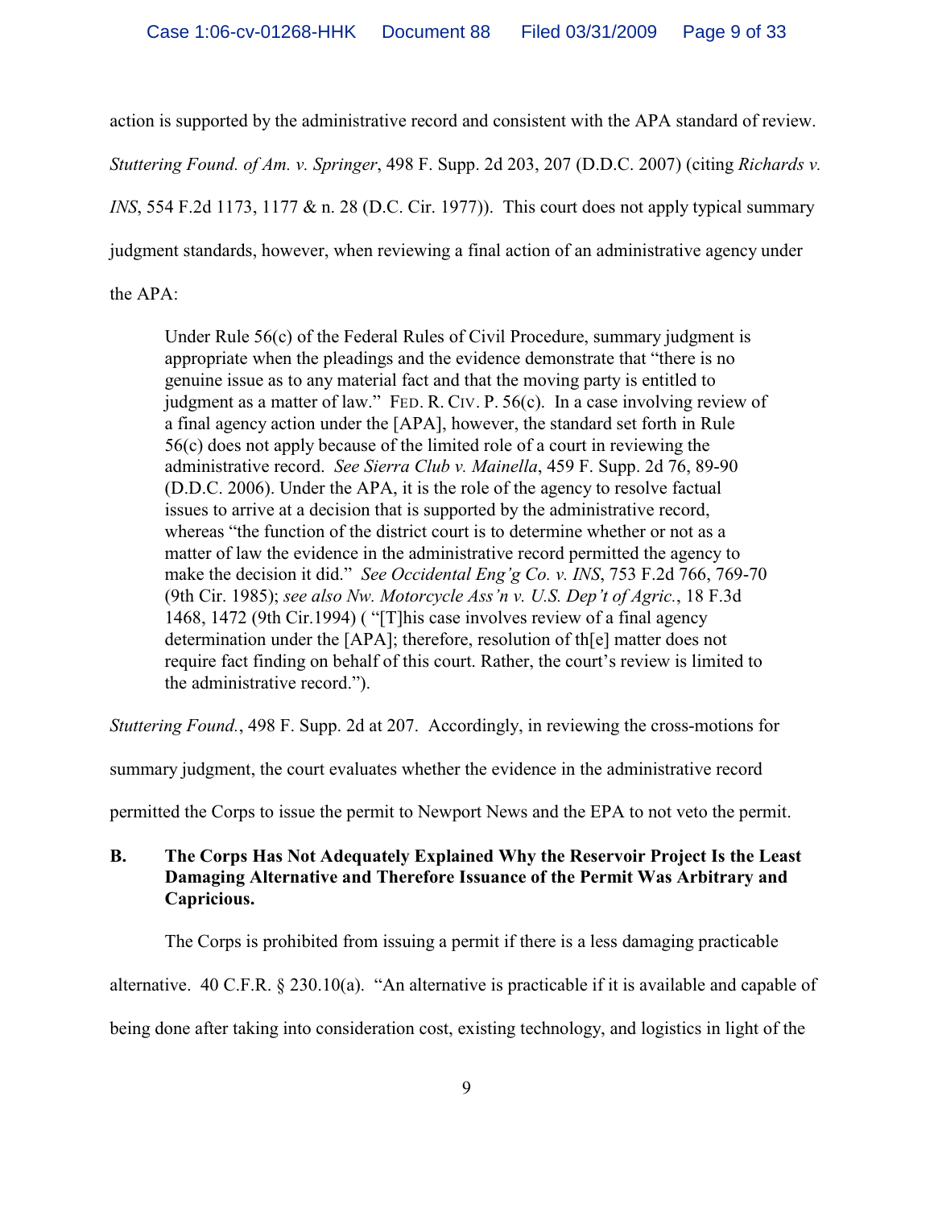action is supported by the administrative record and consistent with the APA standard of review. *Stuttering Found. of Am. v. Springer*, 498 F. Supp. 2d 203, 207 (D.D.C. 2007) (citing *Richards v. INS*, 554 F.2d 1173, 1177 & n. 28 (D.C. Cir. 1977)). This court does not apply typical summary judgment standards, however, when reviewing a final action of an administrative agency under the APA:

> Under Rule 56(c) of the Federal Rules of Civil Procedure, summary judgment is appropriate when the pleadings and the evidence demonstrate that "there is no genuine issue as to any material fact and that the moving party is entitled to judgment as a matter of law." FED. R. CIV. P. 56(c). In a case involving review of a final agency action under the [APA], however, the standard set forth in Rule 56(c) does not apply because of the limited role of a court in reviewing the administrative record. *See Sierra Club v. Mainella*, 459 F. Supp. 2d 76, 89-90 (D.D.C. 2006). Under the APA, it is the role of the agency to resolve factual issues to arrive at a decision that is supported by the administrative record, whereas "the function of the district court is to determine whether or not as a matter of law the evidence in the administrative record permitted the agency to make the decision it did." *See Occidental Eng'g Co. v. INS*, 753 F.2d 766, 769-70 (9th Cir. 1985); *see also Nw. Motorcycle Ass'n v. U.S. Dep't of Agric.*, 18 F.3d 1468, 1472 (9th Cir.1994) ( "[T]his case involves review of a final agency determination under the [APA]; therefore, resolution of th[e] matter does not require fact finding on behalf of this court. Rather, the court's review is limited to the administrative record.").

*Stuttering Found.*, 498 F. Supp. 2d at 207. Accordingly, in reviewing the cross-motions for summary judgment, the court evaluates whether the evidence in the administrative record permitted the Corps to issue the permit to Newport News and the EPA to not veto the permit.

### B. The Corps Has Not Adequately Explained Why the Reservoir Project Is the Least Damaging Alternative and Therefore Issuance of the Permit Was Arbitrary and Capricious.

The Corps is prohibited from issuing a permit if there is a less damaging practicable alternative. 40 C.F.R. § 230.10(a). "An alternative is practicable if it is available and capable of being done after taking into consideration cost, existing technology, and logistics in light of the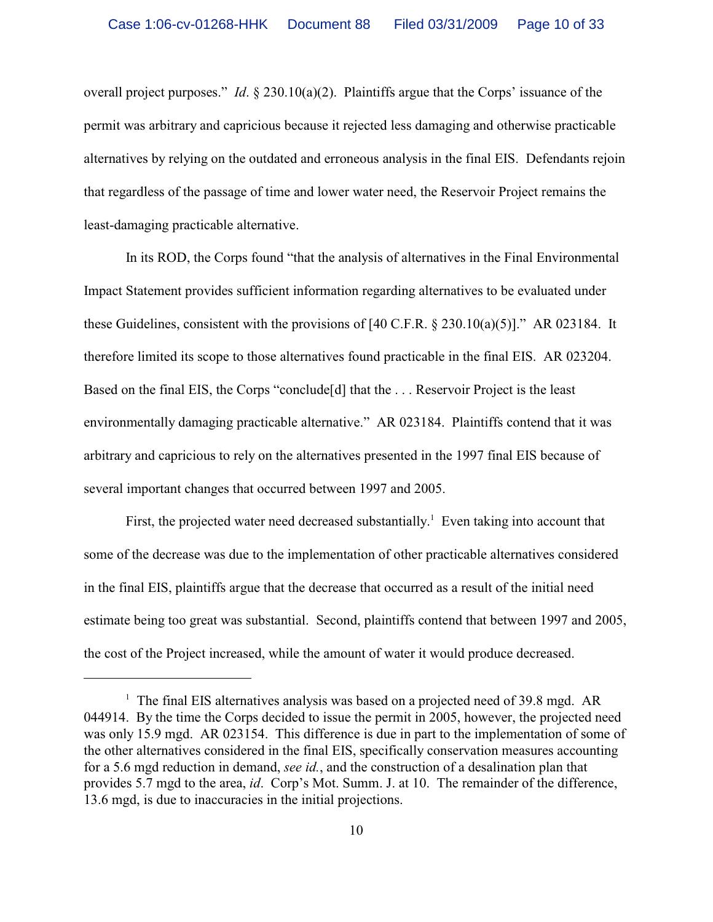overall project purposes." *Id*. § 230.10(a)(2). Plaintiffs argue that the Corps' issuance of the permit was arbitrary and capricious because it rejected less damaging and otherwise practicable alternatives by relying on the outdated and erroneous analysis in the final EIS. Defendants rejoin that regardless of the passage of time and lower water need, the Reservoir Project remains the least-damaging practicable alternative.

In its ROD, the Corps found "that the analysis of alternatives in the Final Environmental Impact Statement provides sufficient information regarding alternatives to be evaluated under these Guidelines, consistent with the provisions of [40 C.F.R. § 230.10(a)(5)]." AR 023184. It therefore limited its scope to those alternatives found practicable in the final EIS. AR 023204. Based on the final EIS, the Corps "conclude[d] that the . . . Reservoir Project is the least environmentally damaging practicable alternative." AR 023184. Plaintiffs contend that it was arbitrary and capricious to rely on the alternatives presented in the 1997 final EIS because of several important changes that occurred between 1997 and 2005.

First, the projected water need decreased substantially.[1] Even taking into account that some of the decrease was due to the implementation of other practicable alternatives considered in the final EIS, plaintiffs argue that the decrease that occurred as a result of the initial need estimate being too great was substantial. Second, plaintiffs contend that between 1997 and 2005, the cost of the Project increased, while the amount of water it would produce decreased.

---

[1] The final EIS alternatives analysis was based on a projected need of 39.8 mgd. AR 044914. By the time the Corps decided to issue the permit in 2005, however, the projected need was only 15.9 mgd. AR 023154. This difference is due in part to the implementation of some of the other alternatives considered in the final EIS, specifically conservation measures accounting for a 5.6 mgd reduction in demand, *see id.*, and the construction of a desalination plan that provides 5.7 mgd to the area, *id*. Corp's Mot. Summ. J. at 10. The remainder of the difference, 13.6 mgd, is due to inaccuracies in the initial projections.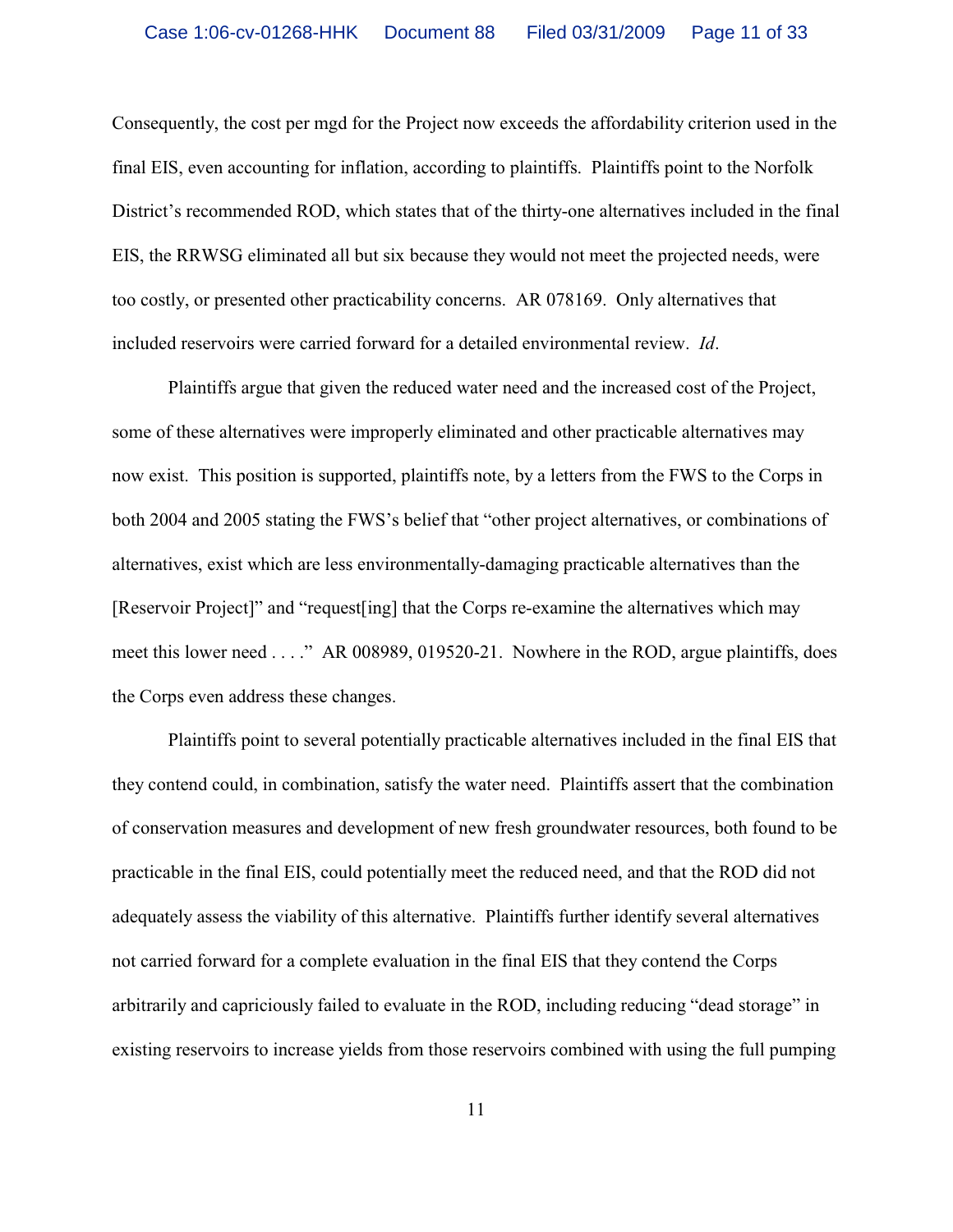Consequently, the cost per mgd for the Project now exceeds the affordability criterion used in the final EIS, even accounting for inflation, according to plaintiffs. Plaintiffs point to the Norfolk District's recommended ROD, which states that of the thirty-one alternatives included in the final EIS, the RRWSG eliminated all but six because they would not meet the projected needs, were too costly, or presented other practicability concerns. AR 078169. Only alternatives that included reservoirs were carried forward for a detailed environmental review. *Id*.

Plaintiffs argue that given the reduced water need and the increased cost of the Project, some of these alternatives were improperly eliminated and other practicable alternatives may now exist. This position is supported, plaintiffs note, by a letters from the FWS to the Corps in both 2004 and 2005 stating the FWS's belief that "other project alternatives, or combinations of alternatives, exist which are less environmentally-damaging practicable alternatives than the [Reservoir Project]" and "request[ing] that the Corps re-examine the alternatives which may meet this lower need . . . ." AR 008989, 019520-21. Nowhere in the ROD, argue plaintiffs, does the Corps even address these changes.

Plaintiffs point to several potentially practicable alternatives included in the final EIS that they contend could, in combination, satisfy the water need. Plaintiffs assert that the combination of conservation measures and development of new fresh groundwater resources, both found to be practicable in the final EIS, could potentially meet the reduced need, and that the ROD did not adequately assess the viability of this alternative. Plaintiffs further identify several alternatives not carried forward for a complete evaluation in the final EIS that they contend the Corps arbitrarily and capriciously failed to evaluate in the ROD, including reducing "dead storage" in existing reservoirs to increase yields from those reservoirs combined with using the full pumping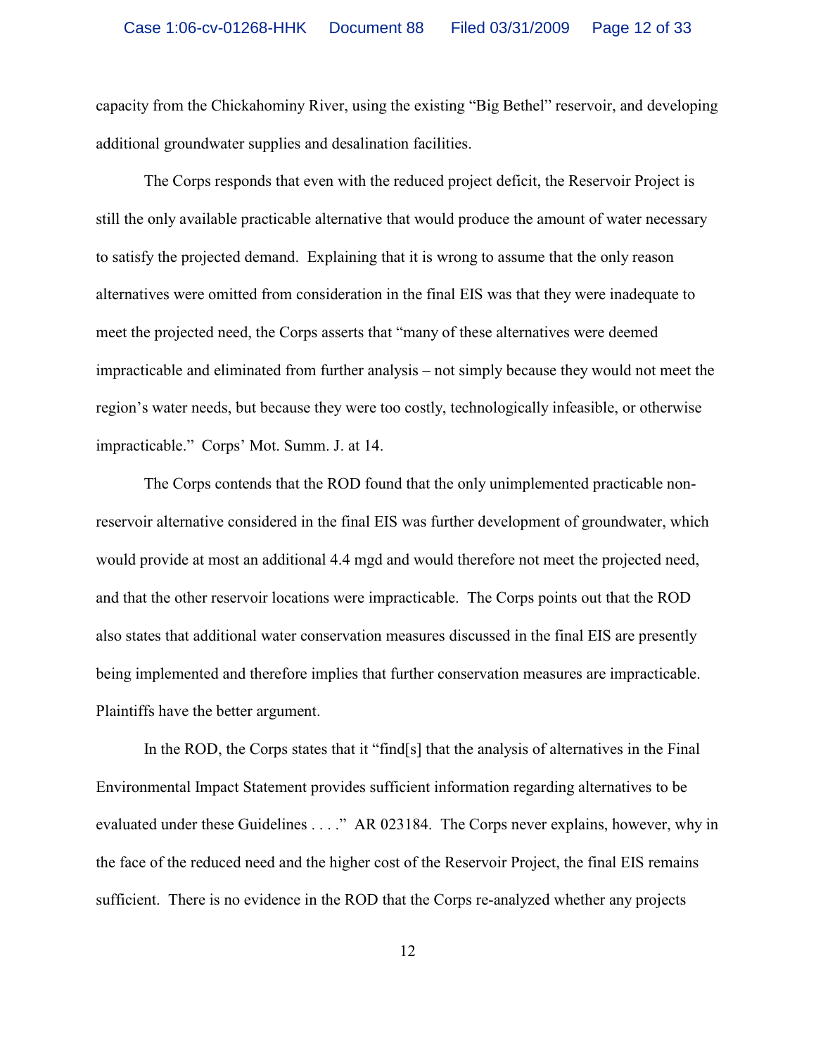capacity from the Chickahominy River, using the existing "Big Bethel" reservoir, and developing additional groundwater supplies and desalination facilities.

The Corps responds that even with the reduced project deficit, the Reservoir Project is still the only available practicable alternative that would produce the amount of water necessary to satisfy the projected demand. Explaining that it is wrong to assume that the only reason alternatives were omitted from consideration in the final EIS was that they were inadequate to meet the projected need, the Corps asserts that "many of these alternatives were deemed impracticable and eliminated from further analysis – not simply because they would not meet the region's water needs, but because they were too costly, technologically infeasible, or otherwise impracticable." Corps' Mot. Summ. J. at 14.

The Corps contends that the ROD found that the only unimplemented practicable non-reservoir alternative considered in the final EIS was further development of groundwater, which would provide at most an additional 4.4 mgd and would therefore not meet the projected need, and that the other reservoir locations were impracticable. The Corps points out that the ROD also states that additional water conservation measures discussed in the final EIS are presently being implemented and therefore implies that further conservation measures are impracticable. Plaintiffs have the better argument.

In the ROD, the Corps states that it "find[s] that the analysis of alternatives in the Final Environmental Impact Statement provides sufficient information regarding alternatives to be evaluated under these Guidelines . . . ." AR 023184. The Corps never explains, however, why in the face of the reduced need and the higher cost of the Reservoir Project, the final EIS remains sufficient. There is no evidence in the ROD that the Corps re-analyzed whether any projects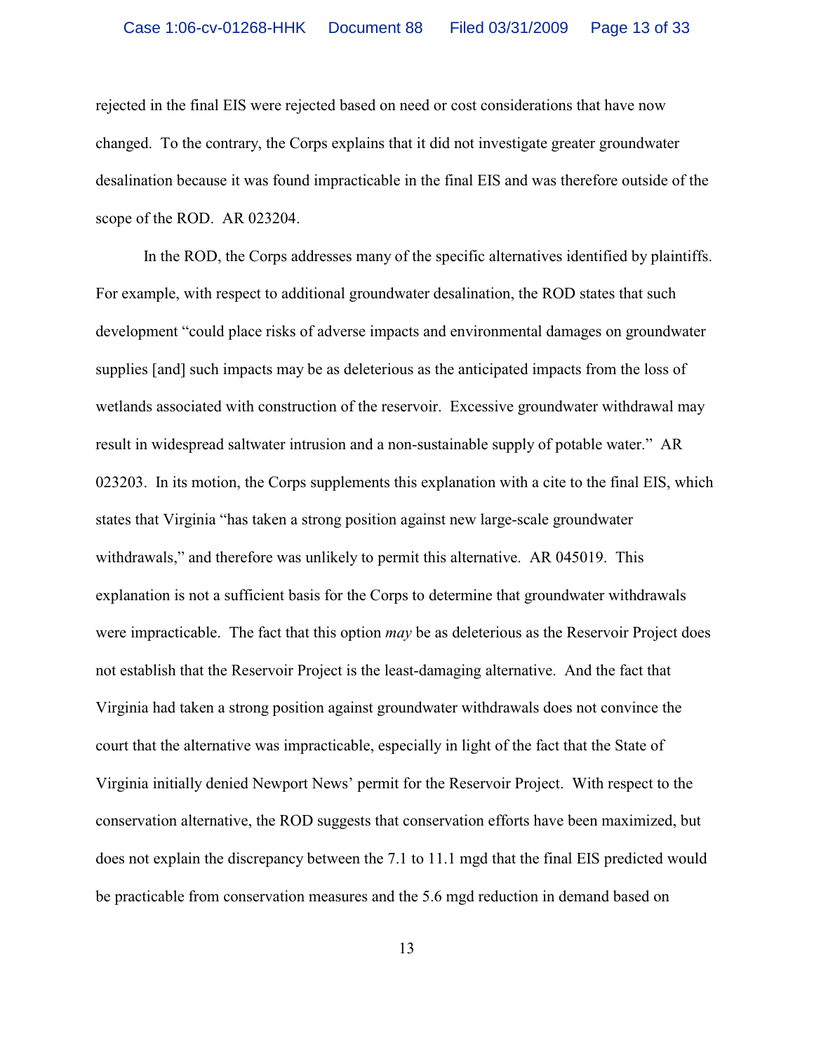rejected in the final EIS were rejected based on need or cost considerations that have now changed. To the contrary, the Corps explains that it did not investigate greater groundwater desalination because it was found impracticable in the final EIS and was therefore outside of the scope of the ROD. AR 023204.

In the ROD, the Corps addresses many of the specific alternatives identified by plaintiffs. For example, with respect to additional groundwater desalination, the ROD states that such development "could place risks of adverse impacts and environmental damages on groundwater supplies [and] such impacts may be as deleterious as the anticipated impacts from the loss of wetlands associated with construction of the reservoir. Excessive groundwater withdrawal may result in widespread saltwater intrusion and a non-sustainable supply of potable water." AR 023203. In its motion, the Corps supplements this explanation with a cite to the final EIS, which states that Virginia "has taken a strong position against new large-scale groundwater withdrawals," and therefore was unlikely to permit this alternative. AR 045019. This explanation is not a sufficient basis for the Corps to determine that groundwater withdrawals were impracticable. The fact that this option *may* be as deleterious as the Reservoir Project does not establish that the Reservoir Project is the least-damaging alternative. And the fact that Virginia had taken a strong position against groundwater withdrawals does not convince the court that the alternative was impracticable, especially in light of the fact that the State of Virginia initially denied Newport News' permit for the Reservoir Project. With respect to the conservation alternative, the ROD suggests that conservation efforts have been maximized, but does not explain the discrepancy between the 7.1 to 11.1 mgd that the final EIS predicted would be practicable from conservation measures and the 5.6 mgd reduction in demand based on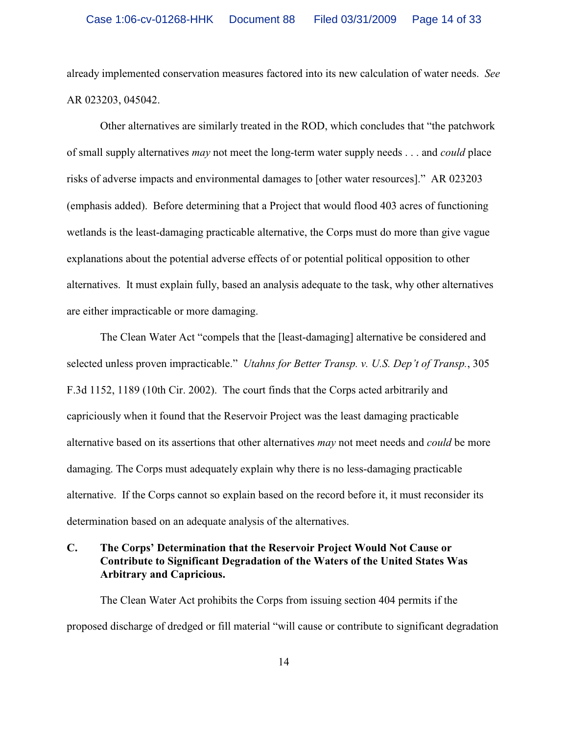already implemented conservation measures factored into its new calculation of water needs. *See* AR 023203, 045042.

Other alternatives are similarly treated in the ROD, which concludes that "the patchwork of small supply alternatives *may* not meet the long-term water supply needs . . . and *could* place risks of adverse impacts and environmental damages to [other water resources]." AR 023203 (emphasis added). Before determining that a Project that would flood 403 acres of functioning wetlands is the least-damaging practicable alternative, the Corps must do more than give vague explanations about the potential adverse effects of or potential political opposition to other alternatives. It must explain fully, based an analysis adequate to the task, why other alternatives are either impracticable or more damaging.

The Clean Water Act "compels that the [least-damaging] alternative be considered and selected unless proven impracticable." *Utahns for Better Transp. v. U.S. Dep't of Transp.*, 305 F.3d 1152, 1189 (10th Cir. 2002). The court finds that the Corps acted arbitrarily and capriciously when it found that the Reservoir Project was the least damaging practicable alternative based on its assertions that other alternatives *may* not meet needs and *could* be more damaging. The Corps must adequately explain why there is no less-damaging practicable alternative. If the Corps cannot so explain based on the record before it, it must reconsider its determination based on an adequate analysis of the alternatives.

### C. The Corps' Determination that the Reservoir Project Would Not Cause or Contribute to Significant Degradation of the Waters of the United States Was Arbitrary and Capricious.

The Clean Water Act prohibits the Corps from issuing section 404 permits if the proposed discharge of dredged or fill material "will cause or contribute to significant degradation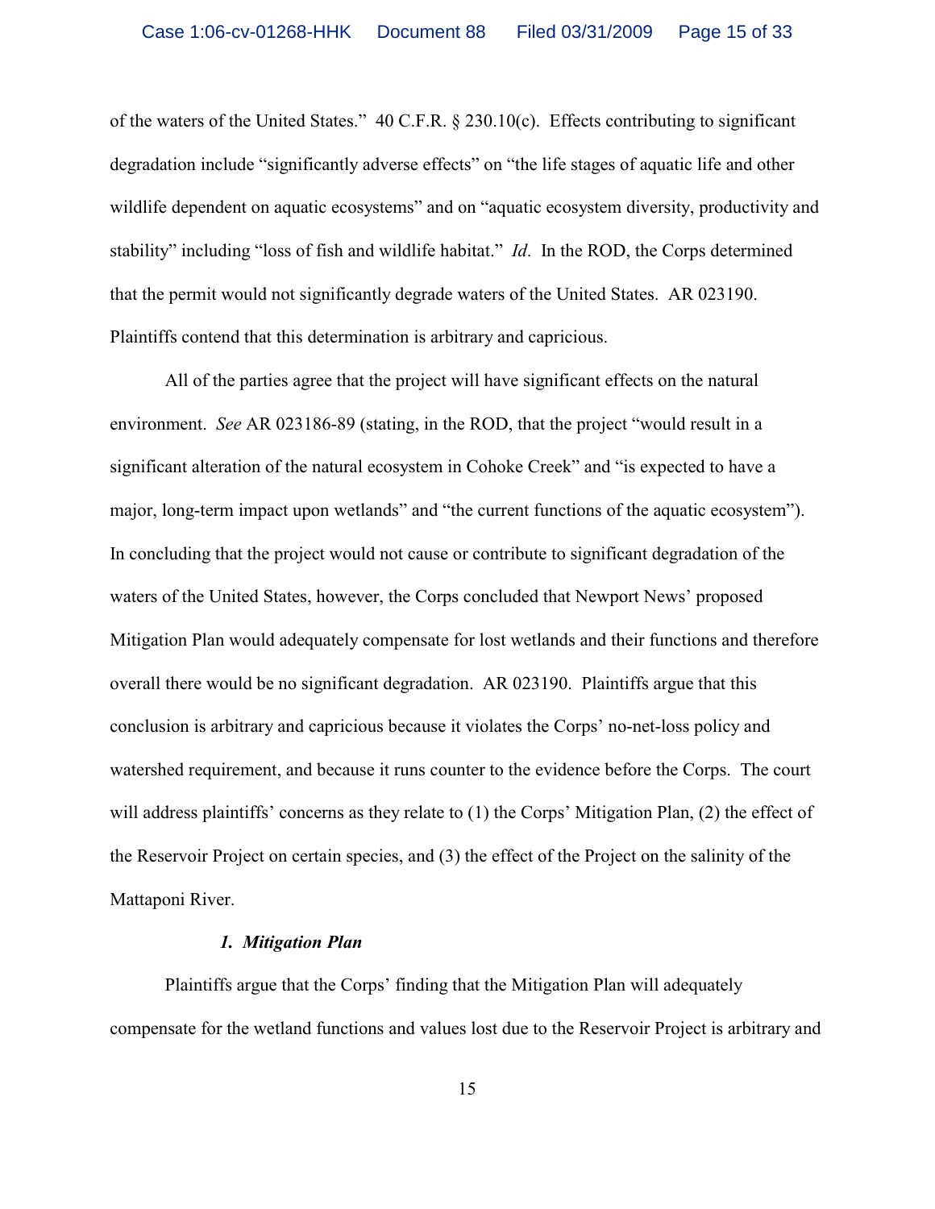of the waters of the United States." 40 C.F.R. § 230.10(c). Effects contributing to significant degradation include "significantly adverse effects" on "the life stages of aquatic life and other wildlife dependent on aquatic ecosystems" and on "aquatic ecosystem diversity, productivity and stability" including "loss of fish and wildlife habitat." *Id*. In the ROD, the Corps determined that the permit would not significantly degrade waters of the United States. AR 023190. Plaintiffs contend that this determination is arbitrary and capricious.

All of the parties agree that the project will have significant effects on the natural environment. *See* AR 023186-89 (stating, in the ROD, that the project "would result in a significant alteration of the natural ecosystem in Cohoke Creek" and "is expected to have a major, long-term impact upon wetlands" and "the current functions of the aquatic ecosystem"). In concluding that the project would not cause or contribute to significant degradation of the waters of the United States, however, the Corps concluded that Newport News' proposed Mitigation Plan would adequately compensate for lost wetlands and their functions and therefore overall there would be no significant degradation. AR 023190. Plaintiffs argue that this conclusion is arbitrary and capricious because it violates the Corps' no-net-loss policy and watershed requirement, and because it runs counter to the evidence before the Corps. The court will address plaintiffs' concerns as they relate to (1) the Corps' Mitigation Plan, (2) the effect of the Reservoir Project on certain species, and (3) the effect of the Project on the salinity of the Mattaponi River.

***1. Mitigation Plan***

Plaintiffs argue that the Corps' finding that the Mitigation Plan will adequately compensate for the wetland functions and values lost due to the Reservoir Project is arbitrary and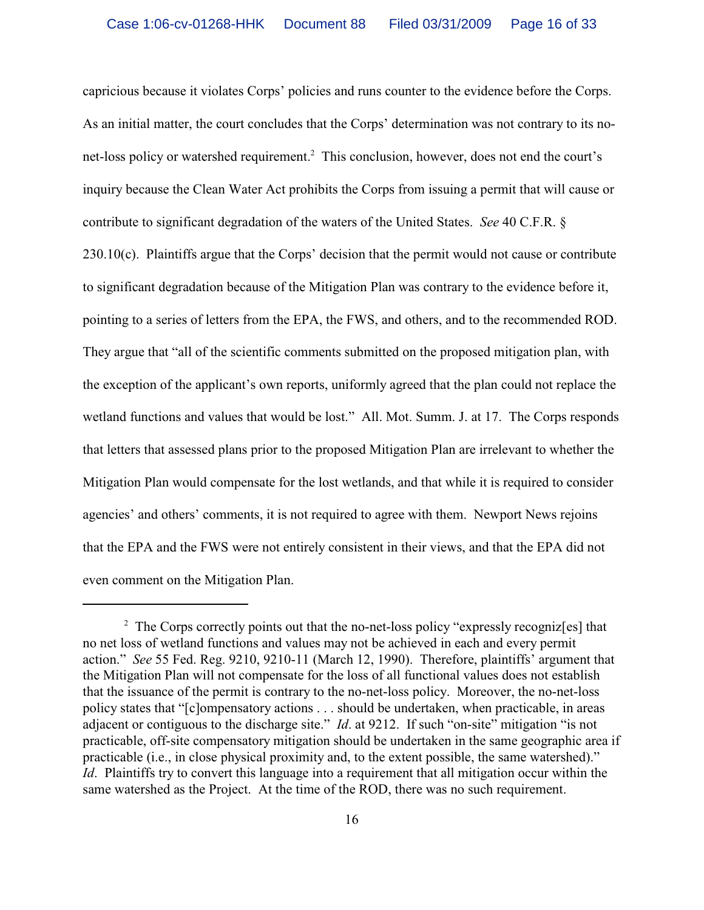capricious because it violates Corps' policies and runs counter to the evidence before the Corps. As an initial matter, the court concludes that the Corps' determination was not contrary to its no-net-loss policy or watershed requirement.[2] This conclusion, however, does not end the court's inquiry because the Clean Water Act prohibits the Corps from issuing a permit that will cause or contribute to significant degradation of the waters of the United States. *See* 40 C.F.R. § 230.10(c). Plaintiffs argue that the Corps' decision that the permit would not cause or contribute to significant degradation because of the Mitigation Plan was contrary to the evidence before it, pointing to a series of letters from the EPA, the FWS, and others, and to the recommended ROD. They argue that "all of the scientific comments submitted on the proposed mitigation plan, with the exception of the applicant's own reports, uniformly agreed that the plan could not replace the wetland functions and values that would be lost." All. Mot. Summ. J. at 17. The Corps responds that letters that assessed plans prior to the proposed Mitigation Plan are irrelevant to whether the Mitigation Plan would compensate for the lost wetlands, and that while it is required to consider agencies' and others' comments, it is not required to agree with them. Newport News rejoins that the EPA and the FWS were not entirely consistent in their views, and that the EPA did not even comment on the Mitigation Plan.

---

[2] The Corps correctly points out that the no-net-loss policy "expressly recogniz[es] that no net loss of wetland functions and values may not be achieved in each and every permit action." *See* 55 Fed. Reg. 9210, 9210-11 (March 12, 1990). Therefore, plaintiffs' argument that the Mitigation Plan will not compensate for the loss of all functional values does not establish that the issuance of the permit is contrary to the no-net-loss policy. Moreover, the no-net-loss policy states that "[c]ompensatory actions . . . should be undertaken, when practicable, in areas adjacent or contiguous to the discharge site." *Id*. at 9212. If such "on-site" mitigation "is not practicable, off-site compensatory mitigation should be undertaken in the same geographic area if practicable (i.e., in close physical proximity and, to the extent possible, the same watershed)." *Id*. Plaintiffs try to convert this language into a requirement that all mitigation occur within the same watershed as the Project. At the time of the ROD, there was no such requirement.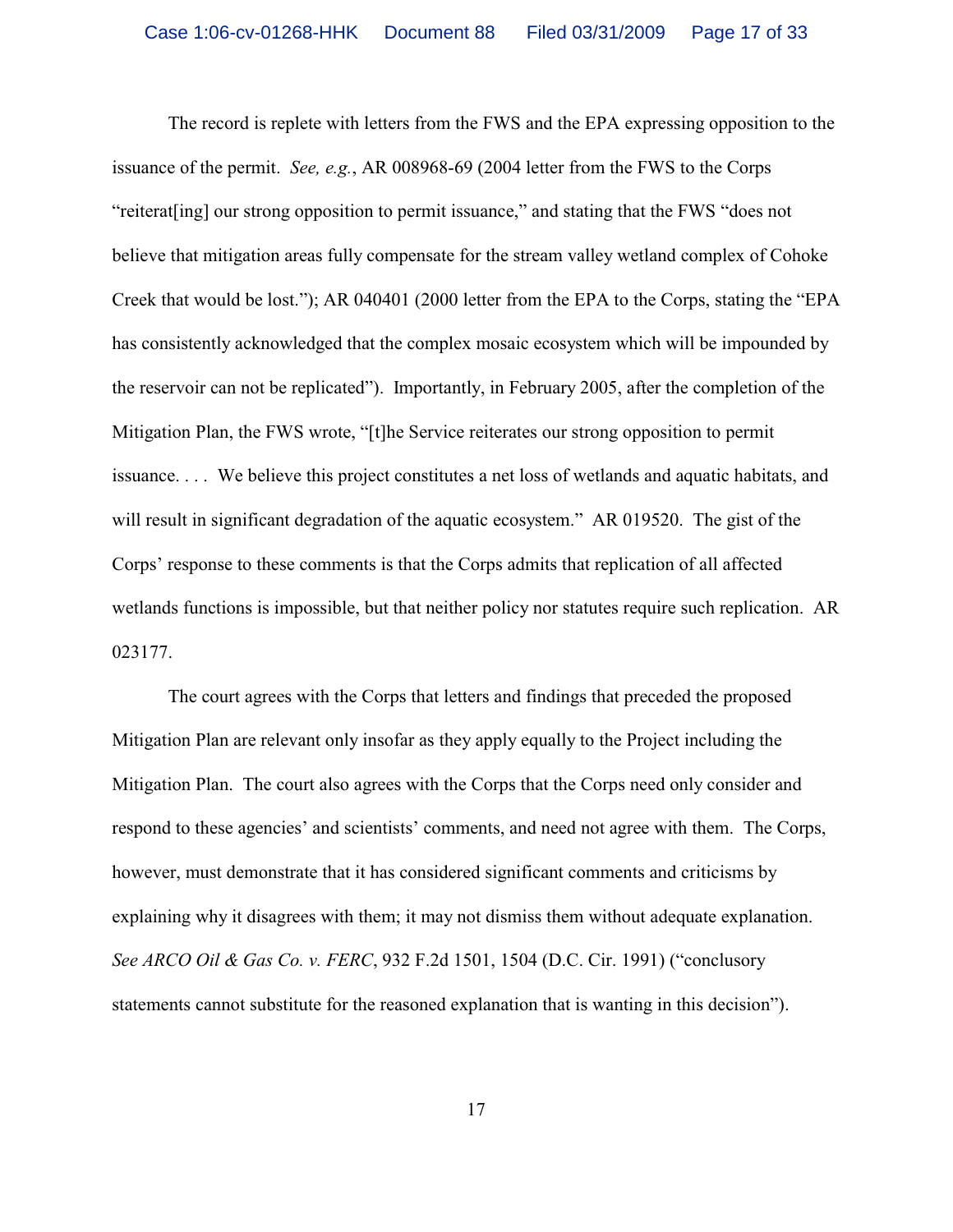The record is replete with letters from the FWS and the EPA expressing opposition to the issuance of the permit. *See, e.g.*, AR 008968-69 (2004 letter from the FWS to the Corps "reiterat[ing] our strong opposition to permit issuance," and stating that the FWS "does not believe that mitigation areas fully compensate for the stream valley wetland complex of Cohoke Creek that would be lost."); AR 040401 (2000 letter from the EPA to the Corps, stating the "EPA has consistently acknowledged that the complex mosaic ecosystem which will be impounded by the reservoir can not be replicated"). Importantly, in February 2005, after the completion of the Mitigation Plan, the FWS wrote, "[t]he Service reiterates our strong opposition to permit issuance. . . . We believe this project constitutes a net loss of wetlands and aquatic habitats, and will result in significant degradation of the aquatic ecosystem." AR 019520. The gist of the Corps' response to these comments is that the Corps admits that replication of all affected wetlands functions is impossible, but that neither policy nor statutes require such replication. AR 023177.

The court agrees with the Corps that letters and findings that preceded the proposed Mitigation Plan are relevant only insofar as they apply equally to the Project including the Mitigation Plan. The court also agrees with the Corps that the Corps need only consider and respond to these agencies' and scientists' comments, and need not agree with them. The Corps, however, must demonstrate that it has considered significant comments and criticisms by explaining why it disagrees with them; it may not dismiss them without adequate explanation. *See ARCO Oil & Gas Co. v. FERC*, 932 F.2d 1501, 1504 (D.C. Cir. 1991) ("conclusory statements cannot substitute for the reasoned explanation that is wanting in this decision").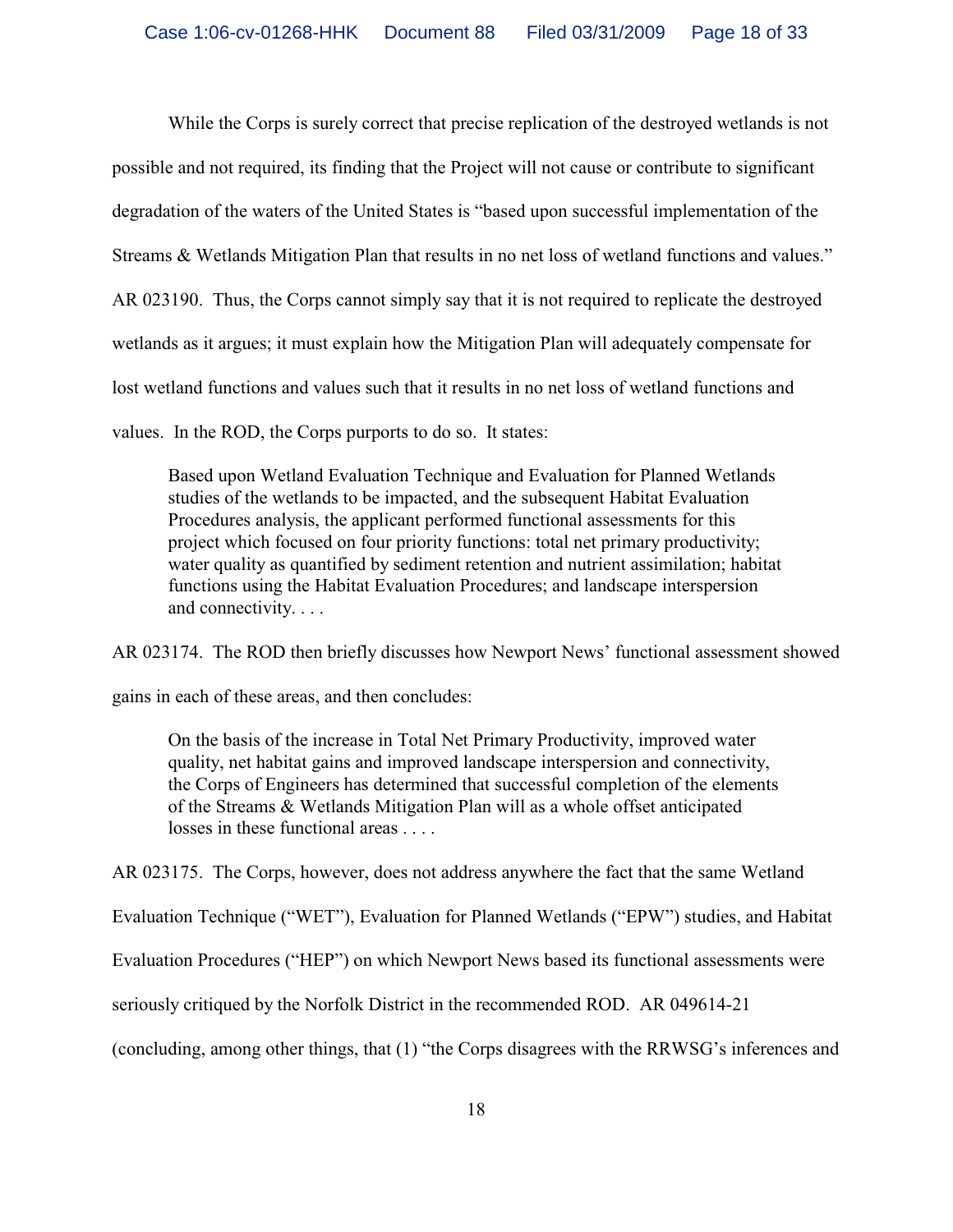While the Corps is surely correct that precise replication of the destroyed wetlands is not possible and not required, its finding that the Project will not cause or contribute to significant degradation of the waters of the United States is "based upon successful implementation of the Streams & Wetlands Mitigation Plan that results in no net loss of wetland functions and values." AR 023190. Thus, the Corps cannot simply say that it is not required to replicate the destroyed wetlands as it argues; it must explain how the Mitigation Plan will adequately compensate for lost wetland functions and values such that it results in no net loss of wetland functions and values. In the ROD, the Corps purports to do so. It states:

> Based upon Wetland Evaluation Technique and Evaluation for Planned Wetlands studies of the wetlands to be impacted, and the subsequent Habitat Evaluation Procedures analysis, the applicant performed functional assessments for this project which focused on four priority functions: total net primary productivity; water quality as quantified by sediment retention and nutrient assimilation; habitat functions using the Habitat Evaluation Procedures; and landscape interspersion and connectivity. . . .

AR 023174. The ROD then briefly discusses how Newport News' functional assessment showed gains in each of these areas, and then concludes:

> On the basis of the increase in Total Net Primary Productivity, improved water quality, net habitat gains and improved landscape interspersion and connectivity, the Corps of Engineers has determined that successful completion of the elements of the Streams & Wetlands Mitigation Plan will as a whole offset anticipated losses in these functional areas . . . .

AR 023175. The Corps, however, does not address anywhere the fact that the same Wetland Evaluation Technique ("WET"), Evaluation for Planned Wetlands ("EPW") studies, and Habitat Evaluation Procedures ("HEP") on which Newport News based its functional assessments were seriously critiqued by the Norfolk District in the recommended ROD. AR 049614-21 (concluding, among other things, that (1) "the Corps disagrees with the RRWSG's inferences and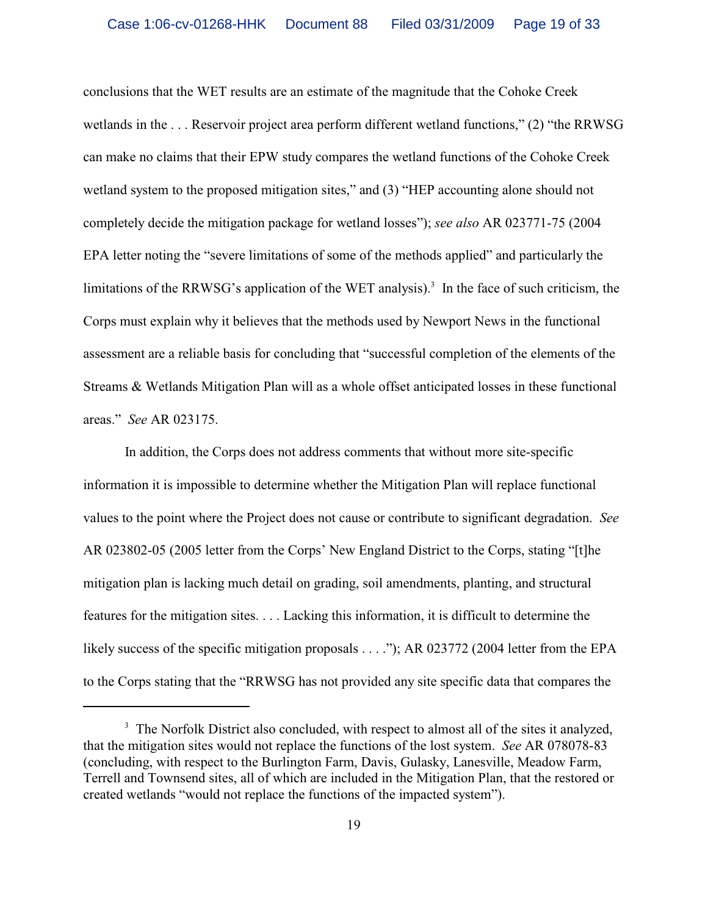conclusions that the WET results are an estimate of the magnitude that the Cohoke Creek wetlands in the . . . Reservoir project area perform different wetland functions," (2) "the RRWSG can make no claims that their EPW study compares the wetland functions of the Cohoke Creek wetland system to the proposed mitigation sites," and (3) "HEP accounting alone should not completely decide the mitigation package for wetland losses"); *see also* AR 023771-75 (2004 EPA letter noting the "severe limitations of some of the methods applied" and particularly the limitations of the RRWSG's application of the WET analysis).[3] In the face of such criticism, the Corps must explain why it believes that the methods used by Newport News in the functional assessment are a reliable basis for concluding that "successful completion of the elements of the Streams & Wetlands Mitigation Plan will as a whole offset anticipated losses in these functional areas." *See* AR 023175.

In addition, the Corps does not address comments that without more site-specific information it is impossible to determine whether the Mitigation Plan will replace functional values to the point where the Project does not cause or contribute to significant degradation. *See* AR 023802-05 (2005 letter from the Corps' New England District to the Corps, stating "[t]he mitigation plan is lacking much detail on grading, soil amendments, planting, and structural features for the mitigation sites. . . . Lacking this information, it is difficult to determine the likely success of the specific mitigation proposals . . . ."); AR 023772 (2004 letter from the EPA to the Corps stating that the "RRWSG has not provided any site specific data that compares the

---

[3] The Norfolk District also concluded, with respect to almost all of the sites it analyzed, that the mitigation sites would not replace the functions of the lost system. *See* AR 078078-83 (concluding, with respect to the Burlington Farm, Davis, Gulasky, Lanesville, Meadow Farm, Terrell and Townsend sites, all of which are included in the Mitigation Plan, that the restored or created wetlands "would not replace the functions of the impacted system").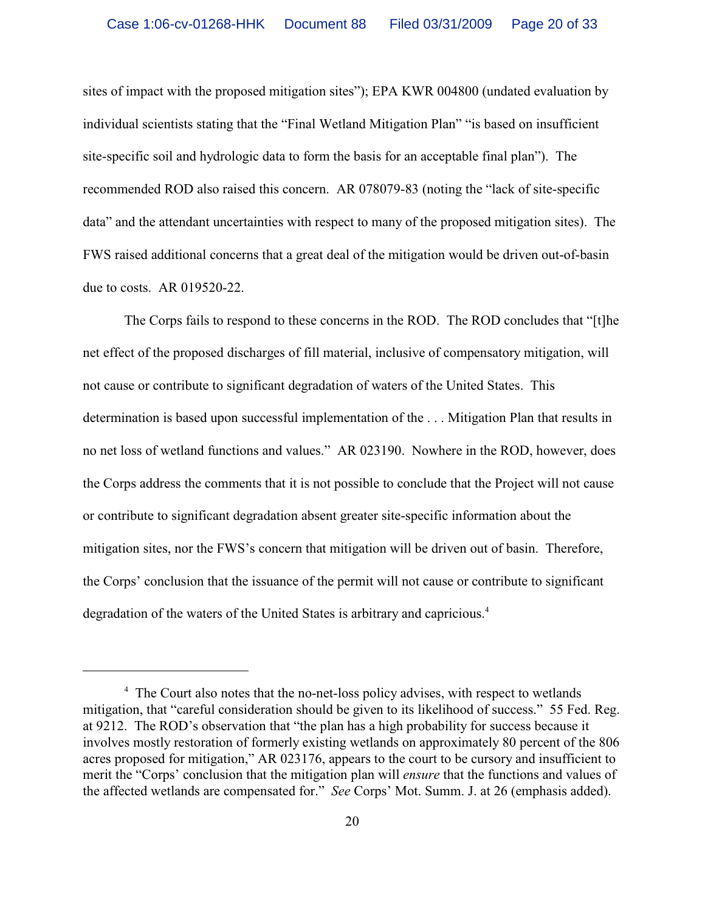sites of impact with the proposed mitigation sites"); EPA KWR 004800 (undated evaluation by individual scientists stating that the "Final Wetland Mitigation Plan" "is based on insufficient site-specific soil and hydrologic data to form the basis for an acceptable final plan"). The recommended ROD also raised this concern. AR 078079-83 (noting the "lack of site-specific data" and the attendant uncertainties with respect to many of the proposed mitigation sites). The FWS raised additional concerns that a great deal of the mitigation would be driven out-of-basin due to costs. AR 019520-22.

The Corps fails to respond to these concerns in the ROD. The ROD concludes that "[t]he net effect of the proposed discharges of fill material, inclusive of compensatory mitigation, will not cause or contribute to significant degradation of waters of the United States. This determination is based upon successful implementation of the . . . Mitigation Plan that results in no net loss of wetland functions and values." AR 023190. Nowhere in the ROD, however, does the Corps address the comments that it is not possible to conclude that the Project will not cause or contribute to significant degradation absent greater site-specific information about the mitigation sites, nor the FWS's concern that mitigation will be driven out of basin. Therefore, the Corps' conclusion that the issuance of the permit will not cause or contribute to significant degradation of the waters of the United States is arbitrary and capricious.[4]

---

[4] The Court also notes that the no-net-loss policy advises, with respect to wetlands mitigation, that "careful consideration should be given to its likelihood of success." 55 Fed. Reg. at 9212. The ROD's observation that "the plan has a high probability for success because it involves mostly restoration of formerly existing wetlands on approximately 80 percent of the 806 acres proposed for mitigation," AR 023176, appears to the court to be cursory and insufficient to merit the "Corps' conclusion that the mitigation plan will *ensure* that the functions and values of the affected wetlands are compensated for." *See* Corps' Mot. Summ. J. at 26 (emphasis added).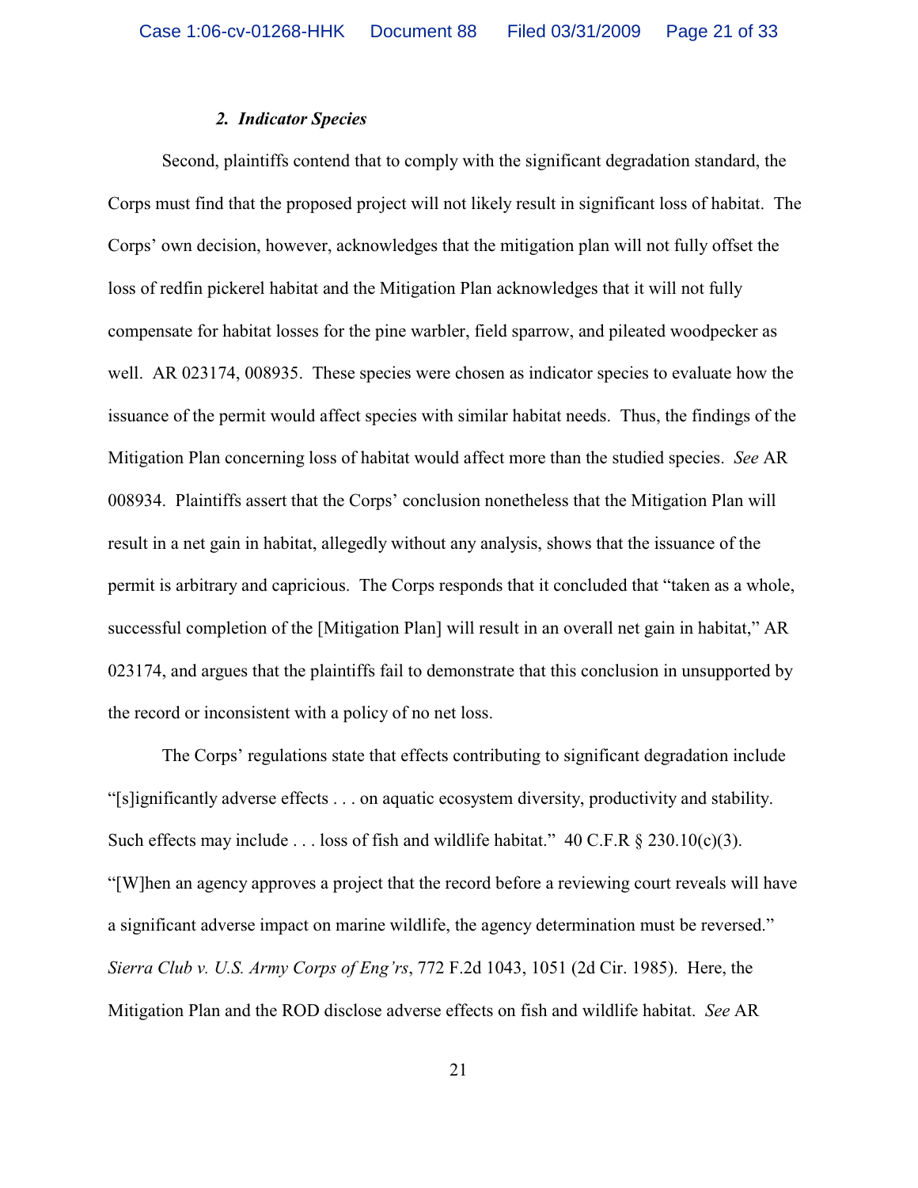### *2. Indicator Species*

Second, plaintiffs contend that to comply with the significant degradation standard, the Corps must find that the proposed project will not likely result in significant loss of habitat. The Corps' own decision, however, acknowledges that the mitigation plan will not fully offset the loss of redfin pickerel habitat and the Mitigation Plan acknowledges that it will not fully compensate for habitat losses for the pine warbler, field sparrow, and pileated woodpecker as well. AR 023174, 008935. These species were chosen as indicator species to evaluate how the issuance of the permit would affect species with similar habitat needs. Thus, the findings of the Mitigation Plan concerning loss of habitat would affect more than the studied species. *See* AR 008934. Plaintiffs assert that the Corps' conclusion nonetheless that the Mitigation Plan will result in a net gain in habitat, allegedly without any analysis, shows that the issuance of the permit is arbitrary and capricious. The Corps responds that it concluded that "taken as a whole, successful completion of the [Mitigation Plan] will result in an overall net gain in habitat," AR 023174, and argues that the plaintiffs fail to demonstrate that this conclusion in unsupported by the record or inconsistent with a policy of no net loss.

The Corps' regulations state that effects contributing to significant degradation include "[s]ignificantly adverse effects . . . on aquatic ecosystem diversity, productivity and stability. Such effects may include . . . loss of fish and wildlife habitat." 40 C.F.R § 230.10(c)(3). "[W]hen an agency approves a project that the record before a reviewing court reveals will have a significant adverse impact on marine wildlife, the agency determination must be reversed." *Sierra Club v. U.S. Army Corps of Eng'rs*, 772 F.2d 1043, 1051 (2d Cir. 1985). Here, the Mitigation Plan and the ROD disclose adverse effects on fish and wildlife habitat. *See* AR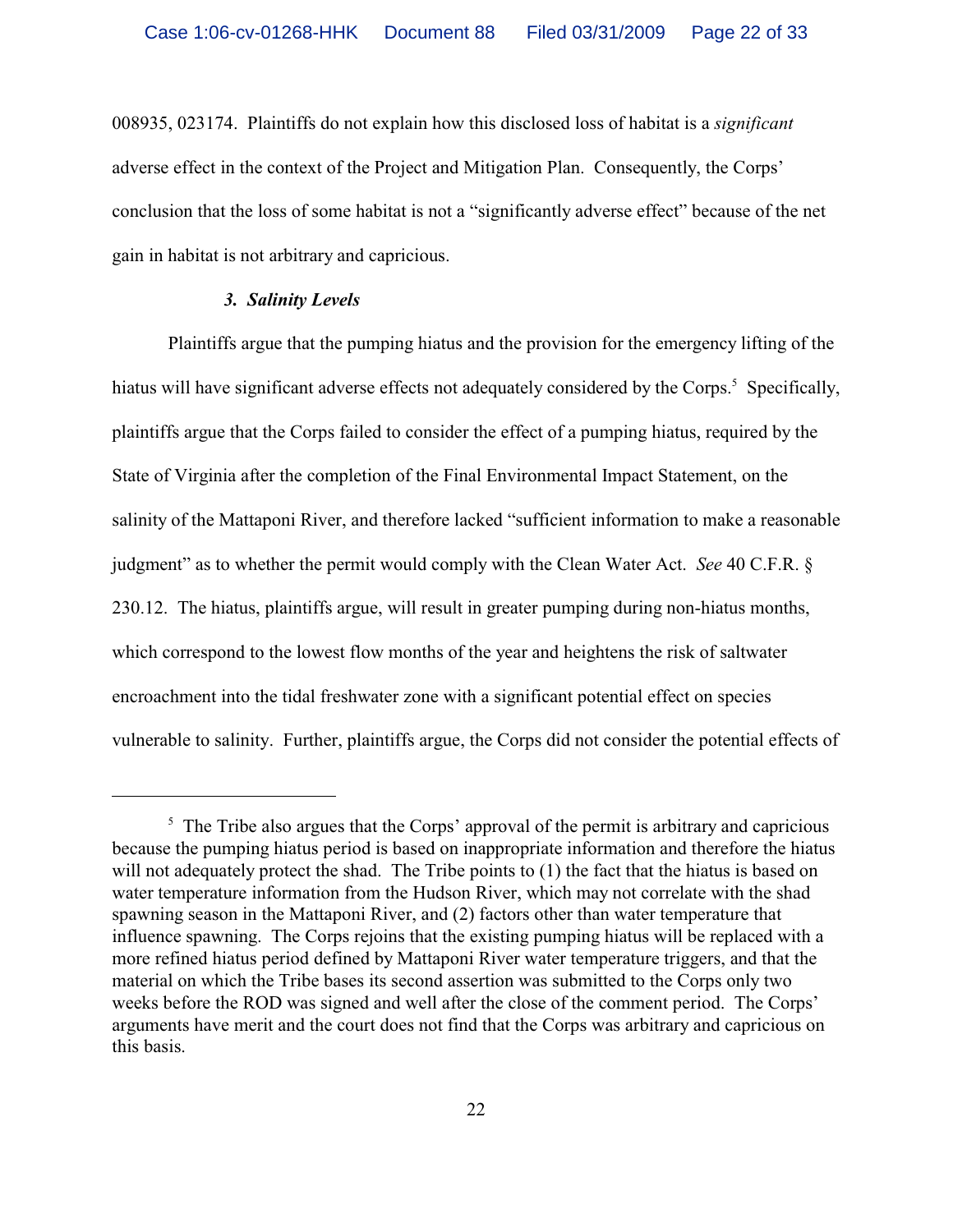008935, 023174. Plaintiffs do not explain how this disclosed loss of habitat is a *significant* adverse effect in the context of the Project and Mitigation Plan. Consequently, the Corps' conclusion that the loss of some habitat is not a "significantly adverse effect" because of the net gain in habitat is not arbitrary and capricious.

### *3. Salinity Levels*

Plaintiffs argue that the pumping hiatus and the provision for the emergency lifting of the hiatus will have significant adverse effects not adequately considered by the Corps.[5] Specifically, plaintiffs argue that the Corps failed to consider the effect of a pumping hiatus, required by the State of Virginia after the completion of the Final Environmental Impact Statement, on the salinity of the Mattaponi River, and therefore lacked "sufficient information to make a reasonable judgment" as to whether the permit would comply with the Clean Water Act. *See* 40 C.F.R. § 230.12. The hiatus, plaintiffs argue, will result in greater pumping during non-hiatus months, which correspond to the lowest flow months of the year and heightens the risk of saltwater encroachment into the tidal freshwater zone with a significant potential effect on species vulnerable to salinity. Further, plaintiffs argue, the Corps did not consider the potential effects of

---

[5] The Tribe also argues that the Corps' approval of the permit is arbitrary and capricious because the pumping hiatus period is based on inappropriate information and therefore the hiatus will not adequately protect the shad. The Tribe points to (1) the fact that the hiatus is based on water temperature information from the Hudson River, which may not correlate with the shad spawning season in the Mattaponi River, and (2) factors other than water temperature that influence spawning. The Corps rejoins that the existing pumping hiatus will be replaced with a more refined hiatus period defined by Mattaponi River water temperature triggers, and that the material on which the Tribe bases its second assertion was submitted to the Corps only two weeks before the ROD was signed and well after the close of the comment period. The Corps' arguments have merit and the court does not find that the Corps was arbitrary and capricious on this basis.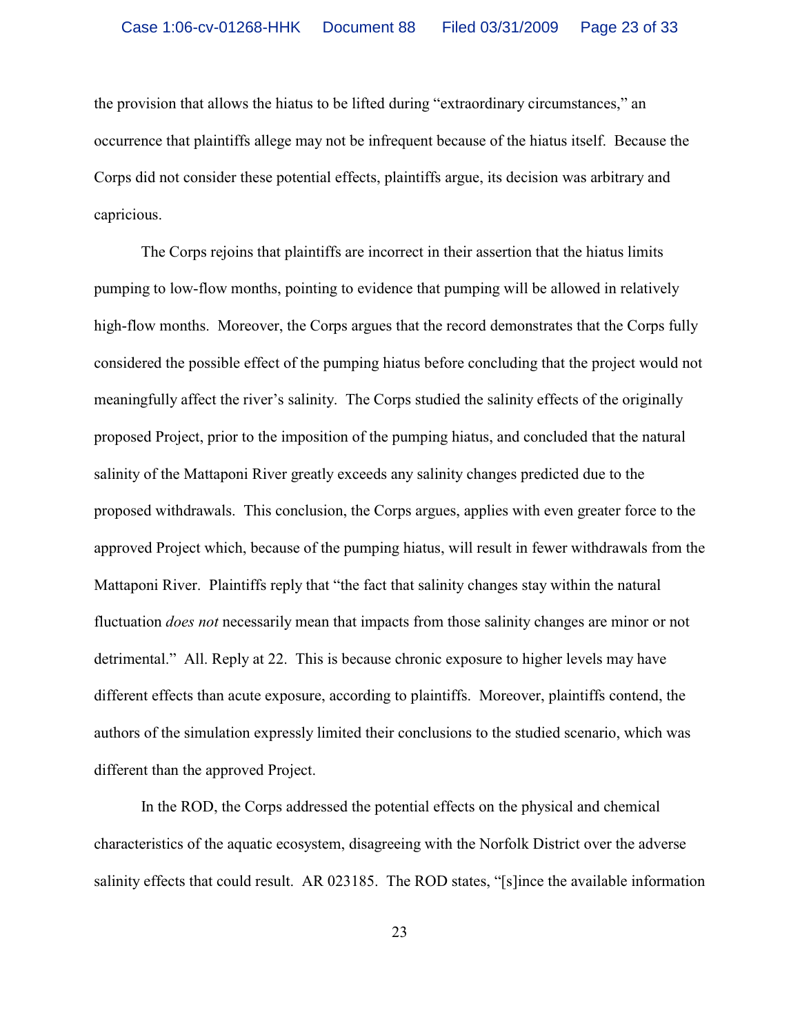the provision that allows the hiatus to be lifted during "extraordinary circumstances," an occurrence that plaintiffs allege may not be infrequent because of the hiatus itself. Because the Corps did not consider these potential effects, plaintiffs argue, its decision was arbitrary and capricious.

The Corps rejoins that plaintiffs are incorrect in their assertion that the hiatus limits pumping to low-flow months, pointing to evidence that pumping will be allowed in relatively high-flow months. Moreover, the Corps argues that the record demonstrates that the Corps fully considered the possible effect of the pumping hiatus before concluding that the project would not meaningfully affect the river's salinity. The Corps studied the salinity effects of the originally proposed Project, prior to the imposition of the pumping hiatus, and concluded that the natural salinity of the Mattaponi River greatly exceeds any salinity changes predicted due to the proposed withdrawals. This conclusion, the Corps argues, applies with even greater force to the approved Project which, because of the pumping hiatus, will result in fewer withdrawals from the Mattaponi River. Plaintiffs reply that "the fact that salinity changes stay within the natural fluctuation *does not* necessarily mean that impacts from those salinity changes are minor or not detrimental." All. Reply at 22. This is because chronic exposure to higher levels may have different effects than acute exposure, according to plaintiffs. Moreover, plaintiffs contend, the authors of the simulation expressly limited their conclusions to the studied scenario, which was different than the approved Project.

In the ROD, the Corps addressed the potential effects on the physical and chemical characteristics of the aquatic ecosystem, disagreeing with the Norfolk District over the adverse salinity effects that could result. AR 023185. The ROD states, "[s]ince the available information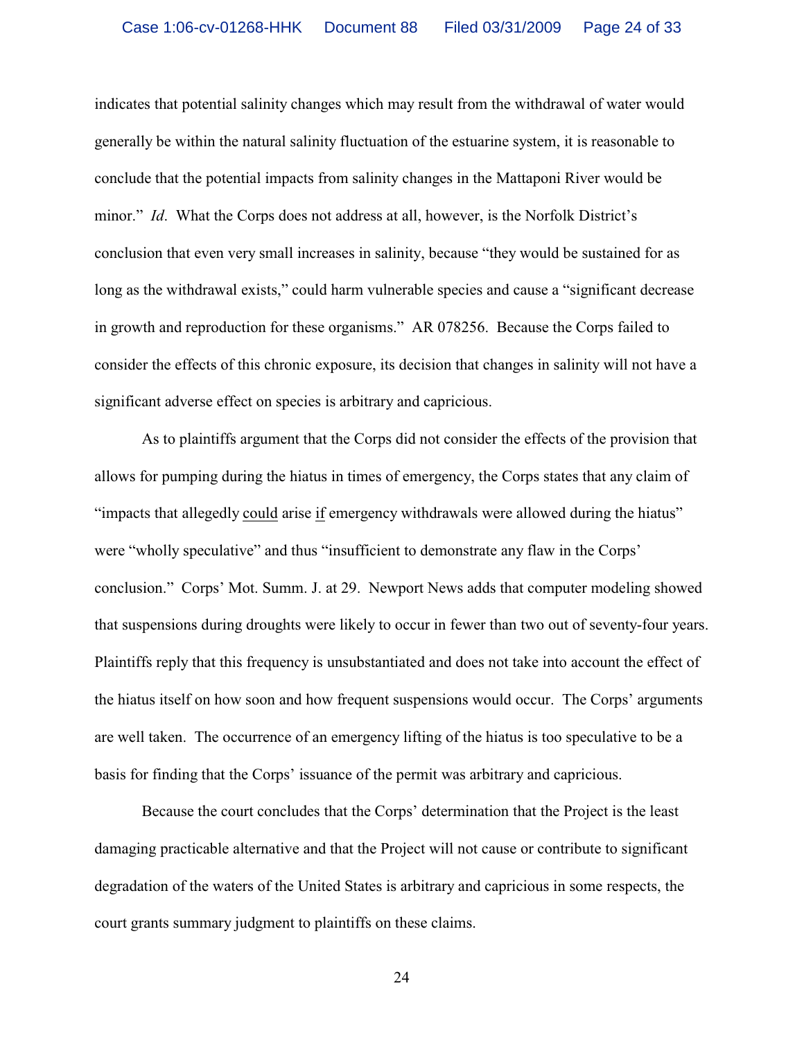indicates that potential salinity changes which may result from the withdrawal of water would generally be within the natural salinity fluctuation of the estuarine system, it is reasonable to conclude that the potential impacts from salinity changes in the Mattaponi River would be minor." *Id*. What the Corps does not address at all, however, is the Norfolk District's conclusion that even very small increases in salinity, because "they would be sustained for as long as the withdrawal exists," could harm vulnerable species and cause a "significant decrease in growth and reproduction for these organisms." AR 078256. Because the Corps failed to consider the effects of this chronic exposure, its decision that changes in salinity will not have a significant adverse effect on species is arbitrary and capricious.

As to plaintiffs argument that the Corps did not consider the effects of the provision that allows for pumping during the hiatus in times of emergency, the Corps states that any claim of "impacts that allegedly could arise if emergency withdrawals were allowed during the hiatus" were "wholly speculative" and thus "insufficient to demonstrate any flaw in the Corps' conclusion." Corps' Mot. Summ. J. at 29. Newport News adds that computer modeling showed that suspensions during droughts were likely to occur in fewer than two out of seventy-four years. Plaintiffs reply that this frequency is unsubstantiated and does not take into account the effect of the hiatus itself on how soon and how frequent suspensions would occur. The Corps' arguments are well taken. The occurrence of an emergency lifting of the hiatus is too speculative to be a basis for finding that the Corps' issuance of the permit was arbitrary and capricious.

Because the court concludes that the Corps' determination that the Project is the least damaging practicable alternative and that the Project will not cause or contribute to significant degradation of the waters of the United States is arbitrary and capricious in some respects, the court grants summary judgment to plaintiffs on these claims.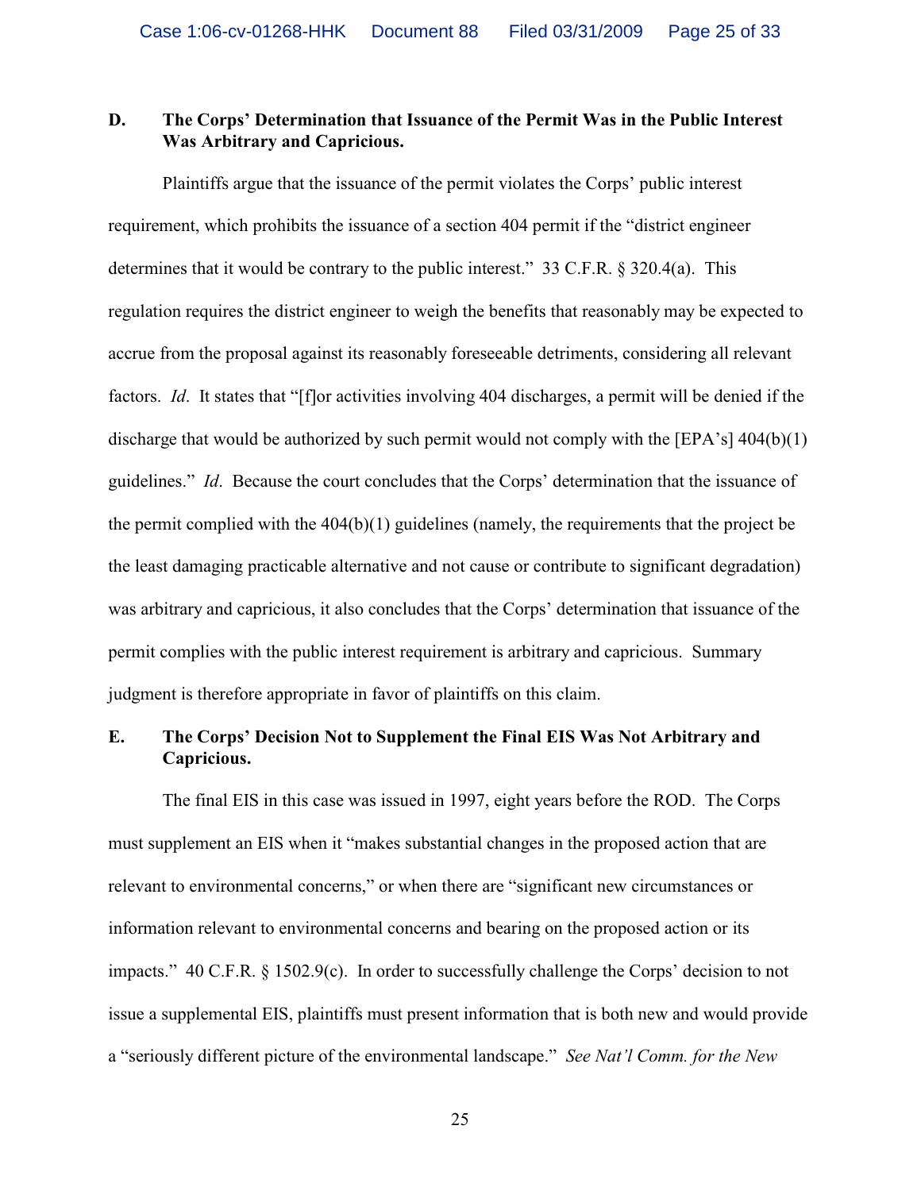### D. The Corps' Determination that Issuance of the Permit Was in the Public Interest Was Arbitrary and Capricious.

Plaintiffs argue that the issuance of the permit violates the Corps' public interest requirement, which prohibits the issuance of a section 404 permit if the "district engineer determines that it would be contrary to the public interest." 33 C.F.R. § 320.4(a). This regulation requires the district engineer to weigh the benefits that reasonably may be expected to accrue from the proposal against its reasonably foreseeable detriments, considering all relevant factors. *Id*. It states that "[f]or activities involving 404 discharges, a permit will be denied if the discharge that would be authorized by such permit would not comply with the [EPA's] 404(b)(1) guidelines." *Id*. Because the court concludes that the Corps' determination that the issuance of the permit complied with the 404(b)(1) guidelines (namely, the requirements that the project be the least damaging practicable alternative and not cause or contribute to significant degradation) was arbitrary and capricious, it also concludes that the Corps' determination that issuance of the permit complies with the public interest requirement is arbitrary and capricious. Summary judgment is therefore appropriate in favor of plaintiffs on this claim.

### E. The Corps' Decision Not to Supplement the Final EIS Was Not Arbitrary and Capricious.

The final EIS in this case was issued in 1997, eight years before the ROD. The Corps must supplement an EIS when it "makes substantial changes in the proposed action that are relevant to environmental concerns," or when there are "significant new circumstances or information relevant to environmental concerns and bearing on the proposed action or its impacts." 40 C.F.R. § 1502.9(c). In order to successfully challenge the Corps' decision to not issue a supplemental EIS, plaintiffs must present information that is both new and would provide a "seriously different picture of the environmental landscape." *See Nat'l Comm. for the New*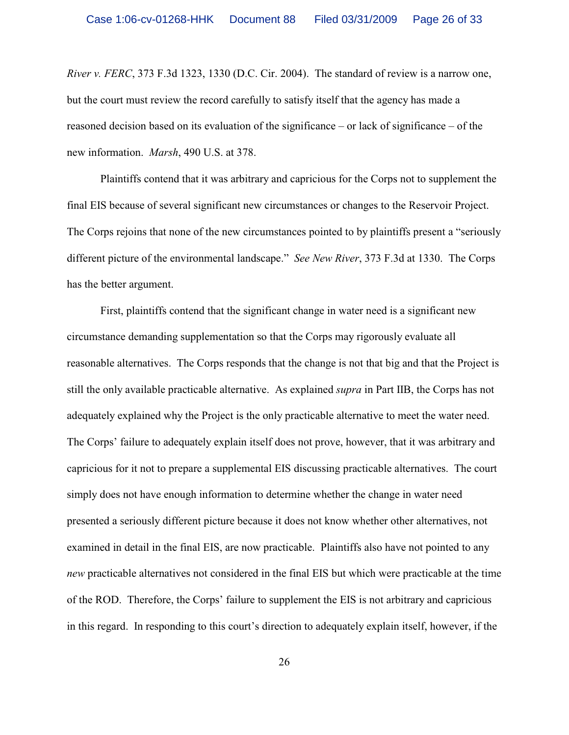*River v. FERC*, 373 F.3d 1323, 1330 (D.C. Cir. 2004). The standard of review is a narrow one, but the court must review the record carefully to satisfy itself that the agency has made a reasoned decision based on its evaluation of the significance – or lack of significance – of the new information. *Marsh*, 490 U.S. at 378.

Plaintiffs contend that it was arbitrary and capricious for the Corps not to supplement the final EIS because of several significant new circumstances or changes to the Reservoir Project. The Corps rejoins that none of the new circumstances pointed to by plaintiffs present a "seriously different picture of the environmental landscape." *See New River*, 373 F.3d at 1330. The Corps has the better argument.

First, plaintiffs contend that the significant change in water need is a significant new circumstance demanding supplementation so that the Corps may rigorously evaluate all reasonable alternatives. The Corps responds that the change is not that big and that the Project is still the only available practicable alternative. As explained *supra* in Part IIB, the Corps has not adequately explained why the Project is the only practicable alternative to meet the water need. The Corps' failure to adequately explain itself does not prove, however, that it was arbitrary and capricious for it not to prepare a supplemental EIS discussing practicable alternatives. The court simply does not have enough information to determine whether the change in water need presented a seriously different picture because it does not know whether other alternatives, not examined in detail in the final EIS, are now practicable. Plaintiffs also have not pointed to any *new* practicable alternatives not considered in the final EIS but which were practicable at the time of the ROD. Therefore, the Corps' failure to supplement the EIS is not arbitrary and capricious in this regard. In responding to this court's direction to adequately explain itself, however, if the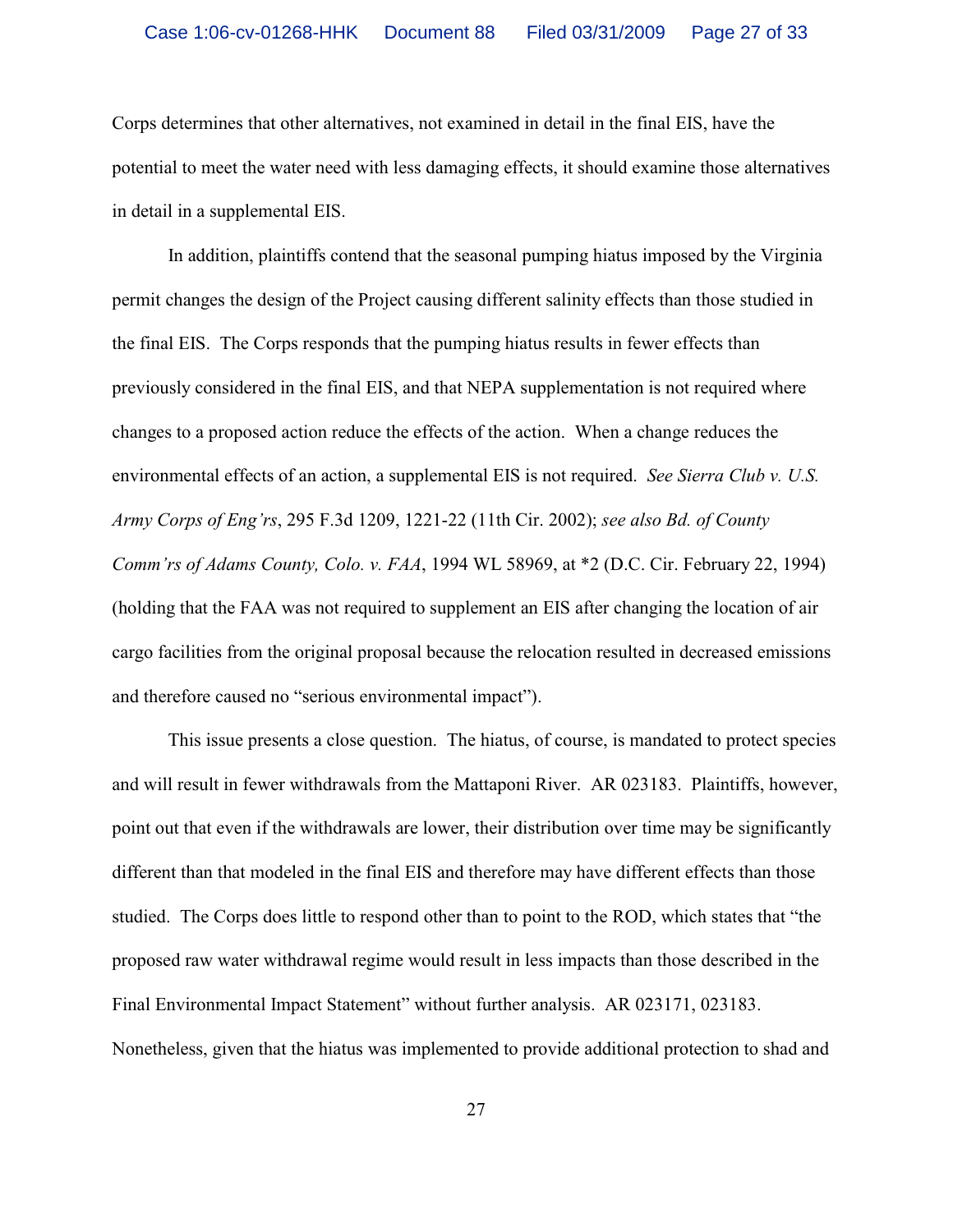Corps determines that other alternatives, not examined in detail in the final EIS, have the potential to meet the water need with less damaging effects, it should examine those alternatives in detail in a supplemental EIS.

In addition, plaintiffs contend that the seasonal pumping hiatus imposed by the Virginia permit changes the design of the Project causing different salinity effects than those studied in the final EIS. The Corps responds that the pumping hiatus results in fewer effects than previously considered in the final EIS, and that NEPA supplementation is not required where changes to a proposed action reduce the effects of the action. When a change reduces the environmental effects of an action, a supplemental EIS is not required. *See Sierra Club v. U.S. Army Corps of Eng'rs*, 295 F.3d 1209, 1221-22 (11th Cir. 2002); *see also Bd. of County Comm'rs of Adams County, Colo. v. FAA*, 1994 WL 58969, at *2 (D.C. Cir. February 22, 1994) (holding that the FAA was not required to supplement an EIS after changing the location of air cargo facilities from the original proposal because the relocation resulted in decreased emissions and therefore caused no "serious environmental impact").

This issue presents a close question. The hiatus, of course, is mandated to protect species and will result in fewer withdrawals from the Mattaponi River. AR 023183. Plaintiffs, however, point out that even if the withdrawals are lower, their distribution over time may be significantly different than that modeled in the final EIS and therefore may have different effects than those studied. The Corps does little to respond other than to point to the ROD, which states that "the proposed raw water withdrawal regime would result in less impacts than those described in the Final Environmental Impact Statement" without further analysis. AR 023171, 023183. Nonetheless, given that the hiatus was implemented to provide additional protection to shad and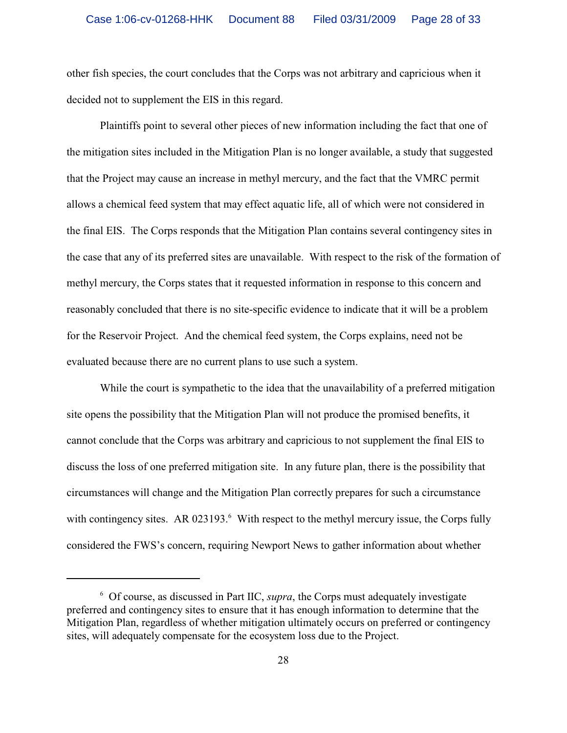other fish species, the court concludes that the Corps was not arbitrary and capricious when it decided not to supplement the EIS in this regard.

Plaintiffs point to several other pieces of new information including the fact that one of the mitigation sites included in the Mitigation Plan is no longer available, a study that suggested that the Project may cause an increase in methyl mercury, and the fact that the VMRC permit allows a chemical feed system that may effect aquatic life, all of which were not considered in the final EIS. The Corps responds that the Mitigation Plan contains several contingency sites in the case that any of its preferred sites are unavailable. With respect to the risk of the formation of methyl mercury, the Corps states that it requested information in response to this concern and reasonably concluded that there is no site-specific evidence to indicate that it will be a problem for the Reservoir Project. And the chemical feed system, the Corps explains, need not be evaluated because there are no current plans to use such a system.

While the court is sympathetic to the idea that the unavailability of a preferred mitigation site opens the possibility that the Mitigation Plan will not produce the promised benefits, it cannot conclude that the Corps was arbitrary and capricious to not supplement the final EIS to discuss the loss of one preferred mitigation site. In any future plan, there is the possibility that circumstances will change and the Mitigation Plan correctly prepares for such a circumstance with contingency sites. AR 023193.[6] With respect to the methyl mercury issue, the Corps fully considered the FWS's concern, requiring Newport News to gather information about whether

---

[6] Of course, as discussed in Part IIC, *supra*, the Corps must adequately investigate preferred and contingency sites to ensure that it has enough information to determine that the Mitigation Plan, regardless of whether mitigation ultimately occurs on preferred or contingency sites, will adequately compensate for the ecosystem loss due to the Project.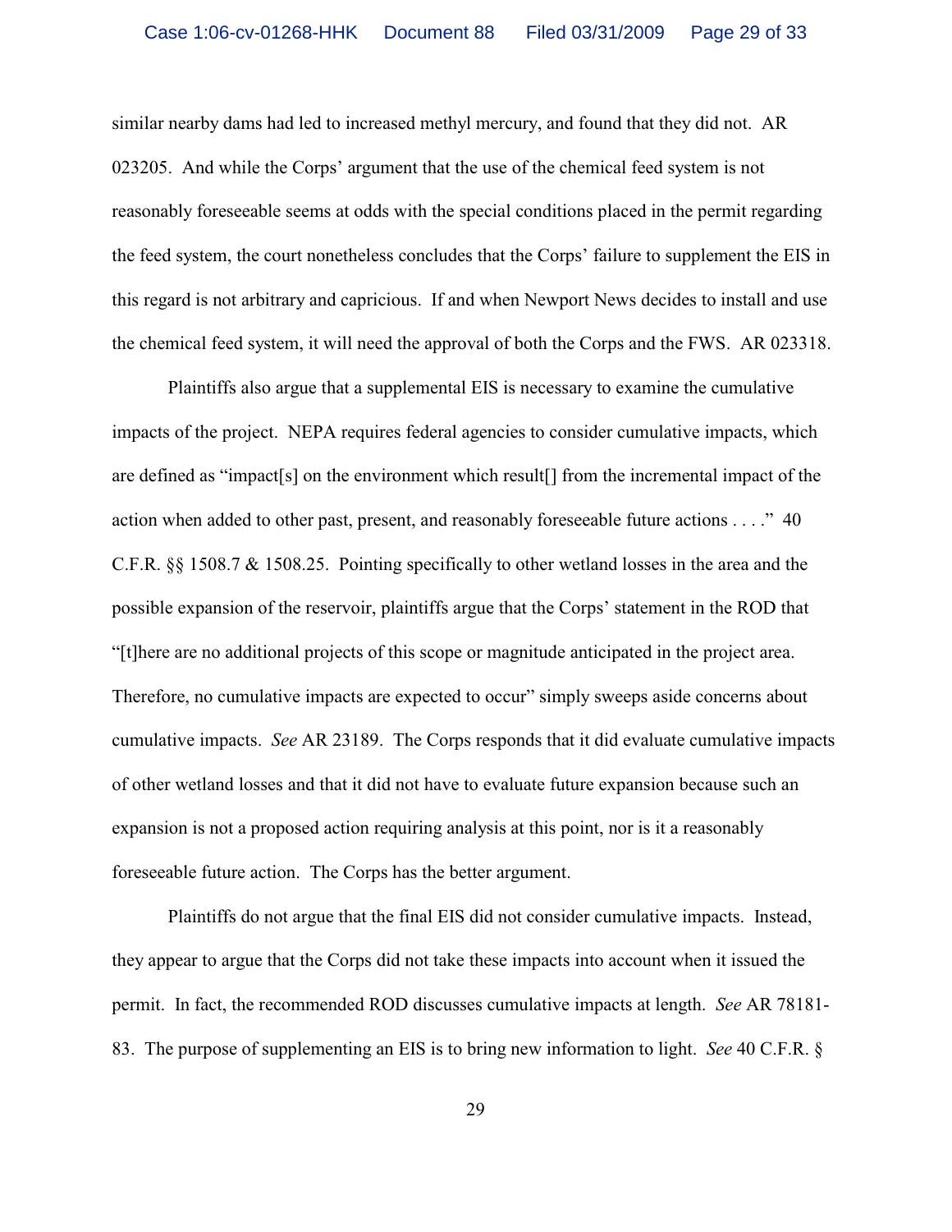similar nearby dams had led to increased methyl mercury, and found that they did not. AR 023205. And while the Corps' argument that the use of the chemical feed system is not reasonably foreseeable seems at odds with the special conditions placed in the permit regarding the feed system, the court nonetheless concludes that the Corps' failure to supplement the EIS in this regard is not arbitrary and capricious. If and when Newport News decides to install and use the chemical feed system, it will need the approval of both the Corps and the FWS. AR 023318.

Plaintiffs also argue that a supplemental EIS is necessary to examine the cumulative impacts of the project. NEPA requires federal agencies to consider cumulative impacts, which are defined as "impact[s] on the environment which result[] from the incremental impact of the action when added to other past, present, and reasonably foreseeable future actions . . . ." 40 C.F.R. §§ 1508.7 & 1508.25. Pointing specifically to other wetland losses in the area and the possible expansion of the reservoir, plaintiffs argue that the Corps' statement in the ROD that "[t]here are no additional projects of this scope or magnitude anticipated in the project area. Therefore, no cumulative impacts are expected to occur" simply sweeps aside concerns about cumulative impacts. *See* AR 23189. The Corps responds that it did evaluate cumulative impacts of other wetland losses and that it did not have to evaluate future expansion because such an expansion is not a proposed action requiring analysis at this point, nor is it a reasonably foreseeable future action. The Corps has the better argument.

Plaintiffs do not argue that the final EIS did not consider cumulative impacts. Instead, they appear to argue that the Corps did not take these impacts into account when it issued the permit. In fact, the recommended ROD discusses cumulative impacts at length. *See* AR 78181-83. The purpose of supplementing an EIS is to bring new information to light. *See* 40 C.F.R. §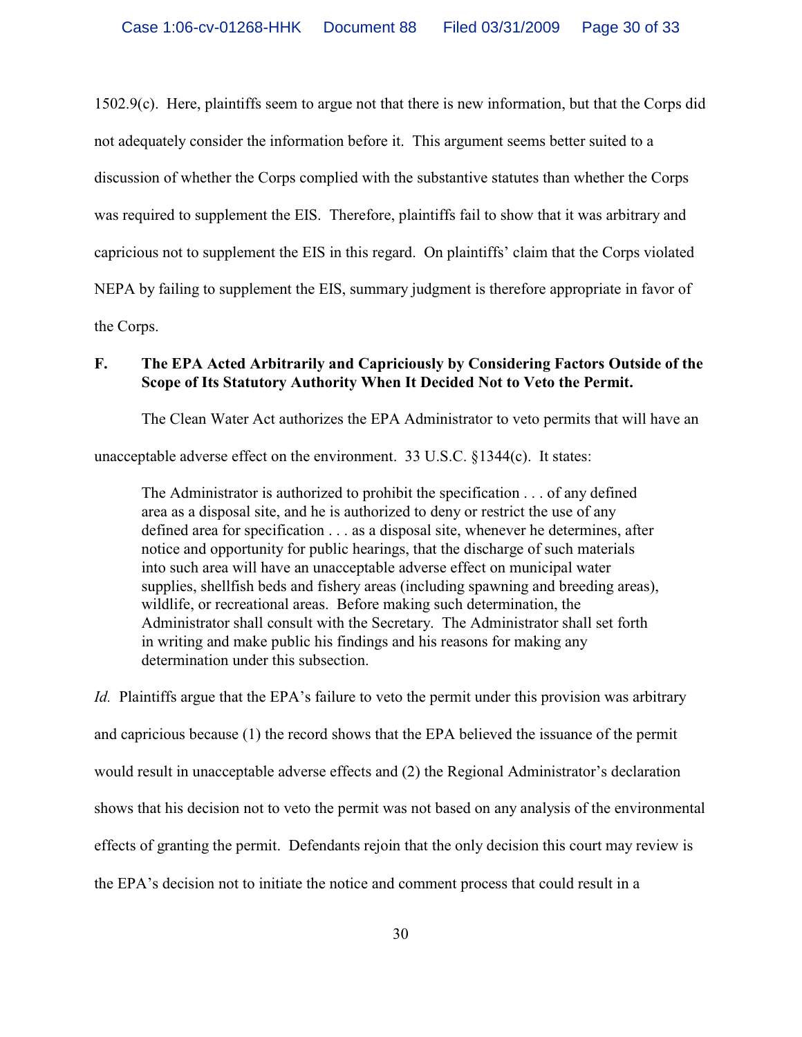1502.9(c). Here, plaintiffs seem to argue not that there is new information, but that the Corps did not adequately consider the information before it. This argument seems better suited to a discussion of whether the Corps complied with the substantive statutes than whether the Corps was required to supplement the EIS. Therefore, plaintiffs fail to show that it was arbitrary and capricious not to supplement the EIS in this regard. On plaintiffs' claim that the Corps violated NEPA by failing to supplement the EIS, summary judgment is therefore appropriate in favor of the Corps.

### F. The EPA Acted Arbitrarily and Capriciously by Considering Factors Outside of the Scope of Its Statutory Authority When It Decided Not to Veto the Permit.

The Clean Water Act authorizes the EPA Administrator to veto permits that will have an unacceptable adverse effect on the environment. 33 U.S.C. §1344(c). It states:

> The Administrator is authorized to prohibit the specification . . . of any defined area as a disposal site, and he is authorized to deny or restrict the use of any defined area for specification . . . as a disposal site, whenever he determines, after notice and opportunity for public hearings, that the discharge of such materials into such area will have an unacceptable adverse effect on municipal water supplies, shellfish beds and fishery areas (including spawning and breeding areas), wildlife, or recreational areas. Before making such determination, the Administrator shall consult with the Secretary. The Administrator shall set forth in writing and make public his findings and his reasons for making any determination under this subsection.

*Id.* Plaintiffs argue that the EPA's failure to veto the permit under this provision was arbitrary and capricious because (1) the record shows that the EPA believed the issuance of the permit would result in unacceptable adverse effects and (2) the Regional Administrator's declaration shows that his decision not to veto the permit was not based on any analysis of the environmental effects of granting the permit. Defendants rejoin that the only decision this court may review is the EPA's decision not to initiate the notice and comment process that could result in a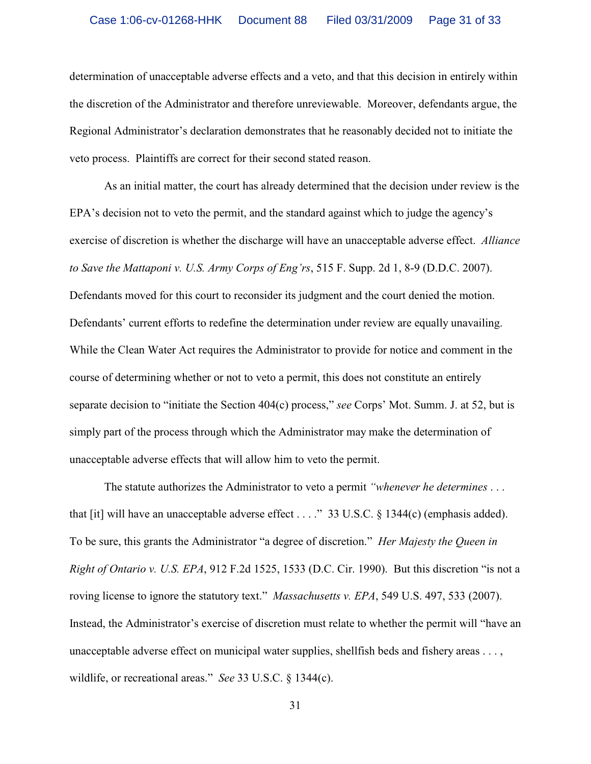determination of unacceptable adverse effects and a veto, and that this decision in entirely within the discretion of the Administrator and therefore unreviewable. Moreover, defendants argue, the Regional Administrator's declaration demonstrates that he reasonably decided not to initiate the veto process. Plaintiffs are correct for their second stated reason.

As an initial matter, the court has already determined that the decision under review is the EPA's decision not to veto the permit, and the standard against which to judge the agency's exercise of discretion is whether the discharge will have an unacceptable adverse effect. *Alliance to Save the Mattaponi v. U.S. Army Corps of Eng'rs*, 515 F. Supp. 2d 1, 8-9 (D.D.C. 2007). Defendants moved for this court to reconsider its judgment and the court denied the motion. Defendants' current efforts to redefine the determination under review are equally unavailing. While the Clean Water Act requires the Administrator to provide for notice and comment in the course of determining whether or not to veto a permit, this does not constitute an entirely separate decision to "initiate the Section 404(c) process," *see* Corps' Mot. Summ. J. at 52, but is simply part of the process through which the Administrator may make the determination of unacceptable adverse effects that will allow him to veto the permit.

The statute authorizes the Administrator to veto a permit *"whenever he determines* . . . that [it] will have an unacceptable adverse effect . . . ." 33 U.S.C. § 1344(c) (emphasis added). To be sure, this grants the Administrator "a degree of discretion." *Her Majesty the Queen in Right of Ontario v. U.S. EPA*, 912 F.2d 1525, 1533 (D.C. Cir. 1990). But this discretion "is not a roving license to ignore the statutory text." *Massachusetts v. EPA*, 549 U.S. 497, 533 (2007). Instead, the Administrator's exercise of discretion must relate to whether the permit will "have an unacceptable adverse effect on municipal water supplies, shellfish beds and fishery areas . . . , wildlife, or recreational areas." *See* 33 U.S.C. § 1344(c).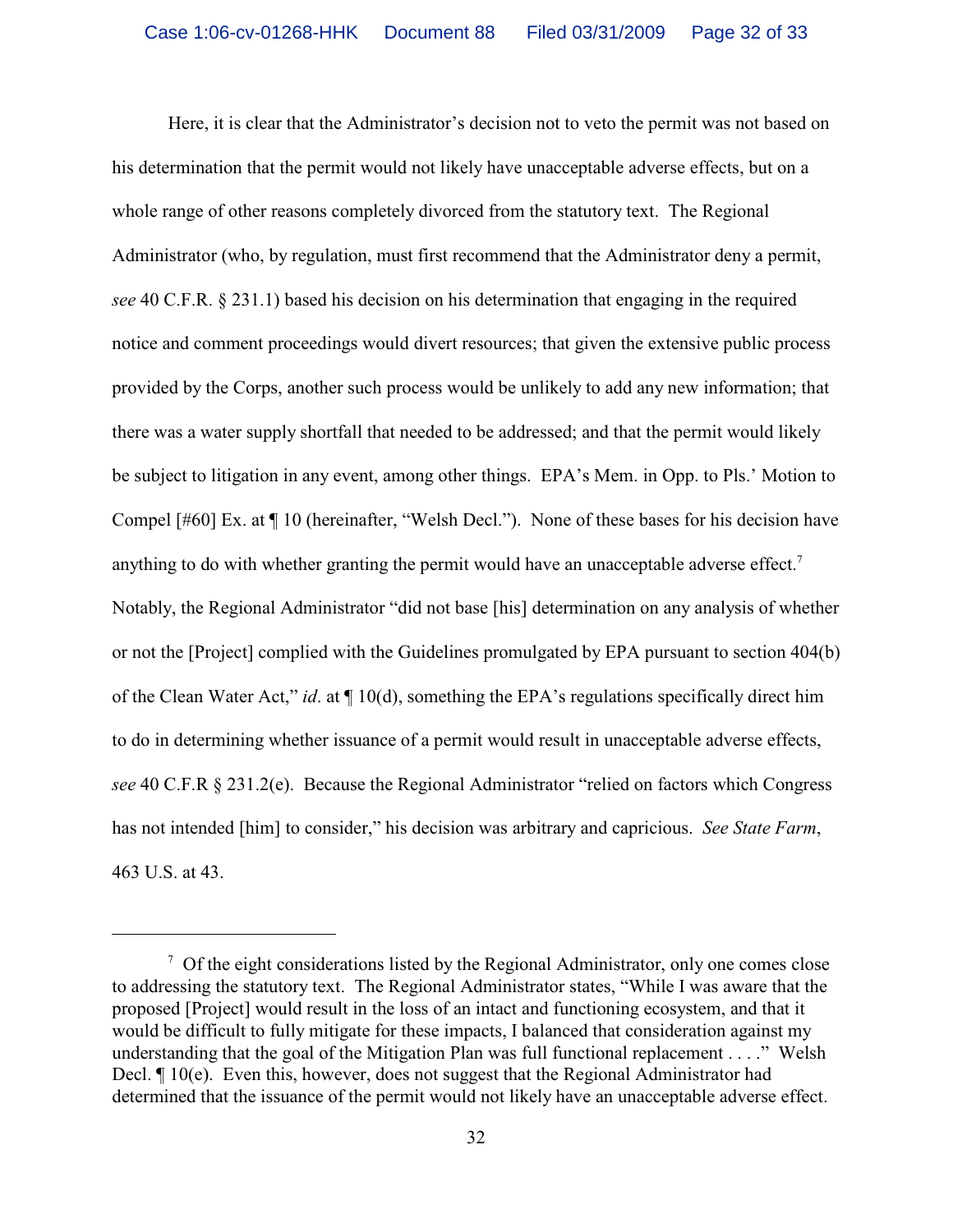Here, it is clear that the Administrator's decision not to veto the permit was not based on his determination that the permit would not likely have unacceptable adverse effects, but on a whole range of other reasons completely divorced from the statutory text. The Regional Administrator (who, by regulation, must first recommend that the Administrator deny a permit, *see* 40 C.F.R. § 231.1) based his decision on his determination that engaging in the required notice and comment proceedings would divert resources; that given the extensive public process provided by the Corps, another such process would be unlikely to add any new information; that there was a water supply shortfall that needed to be addressed; and that the permit would likely be subject to litigation in any event, among other things. EPA's Mem. in Opp. to Pls.' Motion to Compel [#60] Ex. at ¶ 10 (hereinafter, "Welsh Decl."). None of these bases for his decision have anything to do with whether granting the permit would have an unacceptable adverse effect.[7] Notably, the Regional Administrator "did not base [his] determination on any analysis of whether or not the [Project] complied with the Guidelines promulgated by EPA pursuant to section 404(b) of the Clean Water Act," *id*. at ¶ 10(d), something the EPA's regulations specifically direct him to do in determining whether issuance of a permit would result in unacceptable adverse effects, *see* 40 C.F.R § 231.2(e). Because the Regional Administrator "relied on factors which Congress has not intended [him] to consider," his decision was arbitrary and capricious. *See State Farm*, 463 U.S. at 43.

---

[7] Of the eight considerations listed by the Regional Administrator, only one comes close to addressing the statutory text. The Regional Administrator states, "While I was aware that the proposed [Project] would result in the loss of an intact and functioning ecosystem, and that it would be difficult to fully mitigate for these impacts, I balanced that consideration against my understanding that the goal of the Mitigation Plan was full functional replacement . . . ." Welsh Decl. ¶ 10(e). Even this, however, does not suggest that the Regional Administrator had determined that the issuance of the permit would not likely have an unacceptable adverse effect.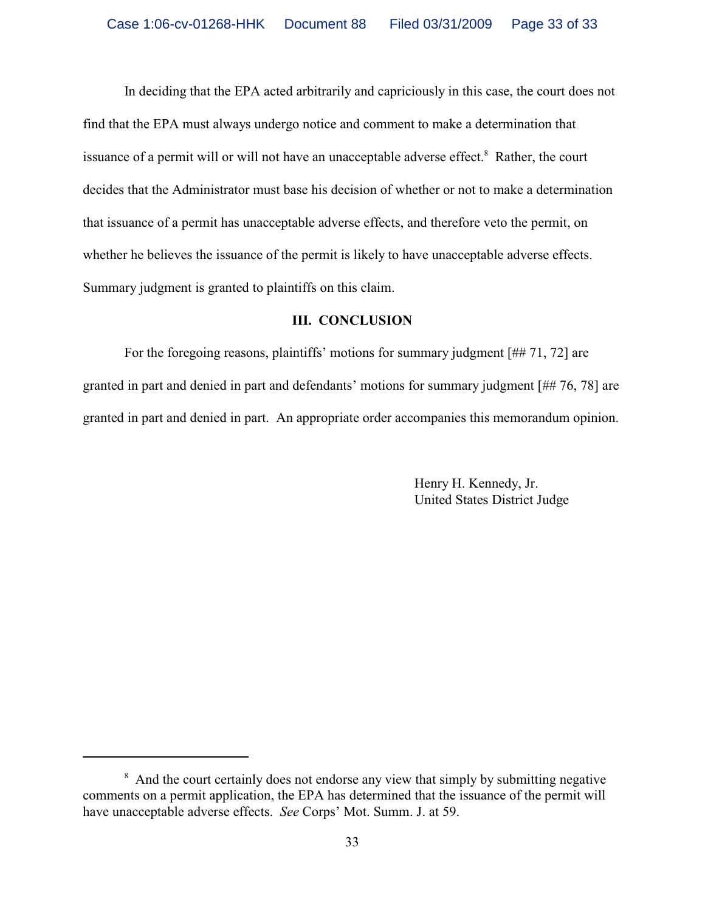In deciding that the EPA acted arbitrarily and capriciously in this case, the court does not find that the EPA must always undergo notice and comment to make a determination that issuance of a permit will or will not have an unacceptable adverse effect.[8] Rather, the court decides that the Administrator must base his decision of whether or not to make a determination that issuance of a permit has unacceptable adverse effects, and therefore veto the permit, on whether he believes the issuance of the permit is likely to have unacceptable adverse effects. Summary judgment is granted to plaintiffs on this claim.

## III. CONCLUSION

For the foregoing reasons, plaintiffs' motions for summary judgment [## 71, 72] are granted in part and denied in part and defendants' motions for summary judgment [## 76, 78] are granted in part and denied in part. An appropriate order accompanies this memorandum opinion.

Henry H. Kennedy, Jr.
United States District Judge

---

[8] And the court certainly does not endorse any view that simply by submitting negative comments on a permit application, the EPA has determined that the issuance of the permit will have unacceptable adverse effects. *See* Corps' Mot. Summ. J. at 59.